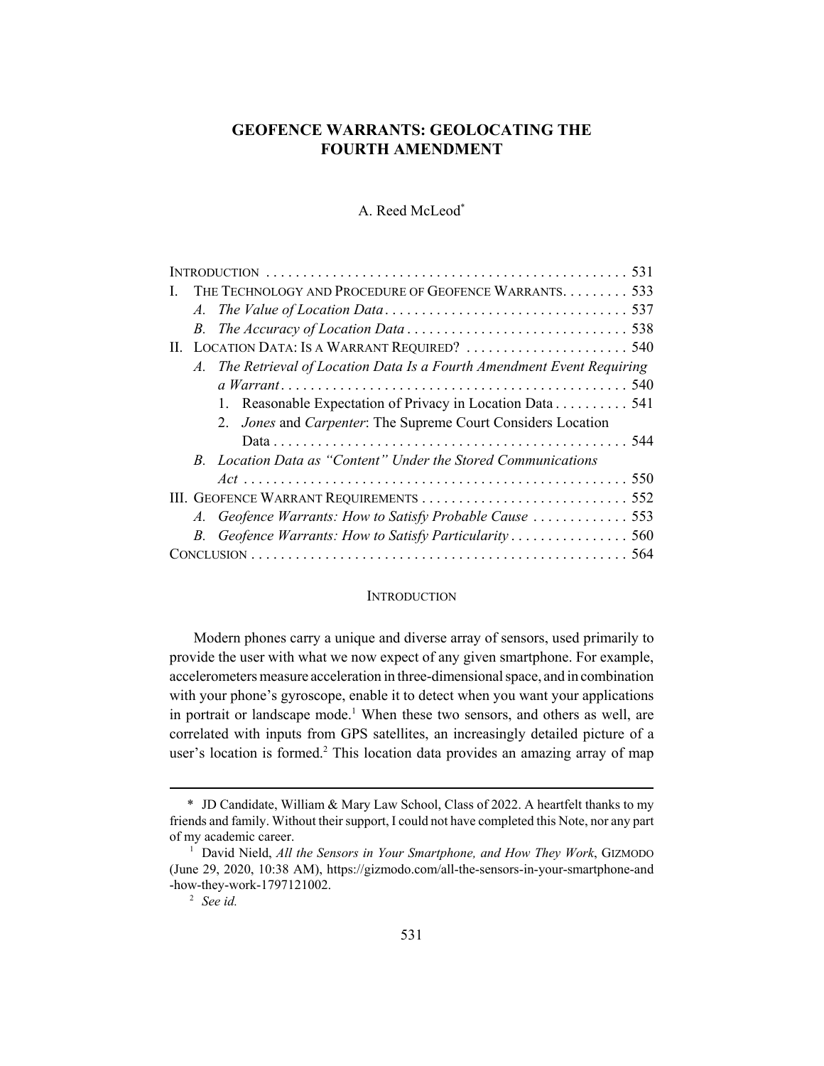# GEOFENCE WARRANTS: GEOLOCATING THE FOURTH AMENDMENT

A. Reed McLeod*

| | |
|---|---|
| INTRODUCTION | 531 |
| I. THE TECHNOLOGY AND PROCEDURE OF GEOFENCE WARRANTS | 533 |
| *A. The Value of Location Data* | 537 |
| *B. The Accuracy of Location Data* | 538 |
| II. LOCATION DATA: IS A WARRANT REQUIRED? | 540 |
| *A. The Retrieval of Location Data Is a Fourth Amendment Event Requiring a Warrant* | 540 |
| 1. Reasonable Expectation of Privacy in Location Data | 541 |
| 2. *Jones* and *Carpenter*: The Supreme Court Considers Location Data | 544 |
| *B. Location Data as "Content" Under the Stored Communications Act* | 550 |
| III. GEOFENCE WARRANT REQUIREMENTS | 552 |
| *A. Geofence Warrants: How to Satisfy Probable Cause* | 553 |
| *B. Geofence Warrants: How to Satisfy Particularity* | 560 |
| CONCLUSION | 564 |

## INTRODUCTION

Modern phones carry a unique and diverse array of sensors, used primarily to provide the user with what we now expect of any given smartphone. For example, accelerometers measure acceleration in three-dimensional space, and in combination with your phone's gyroscope, enable it to detect when you want your applications in portrait or landscape mode.[1] When these two sensors, and others as well, are correlated with inputs from GPS satellites, an increasingly detailed picture of a user's location is formed.[2] This location data provides an amazing array of map

---

\* JD Candidate, William & Mary Law School, Class of 2022. A heartfelt thanks to my friends and family. Without their support, I could not have completed this Note, nor any part of my academic career.

[1] David Nield, *All the Sensors in Your Smartphone, and How They Work*, GIZMODO (June 29, 2020, 10:38 AM), https://gizmodo.com/all-the-sensors-in-your-smartphone-and-how-they-work-1797121002.

[2] *See id.*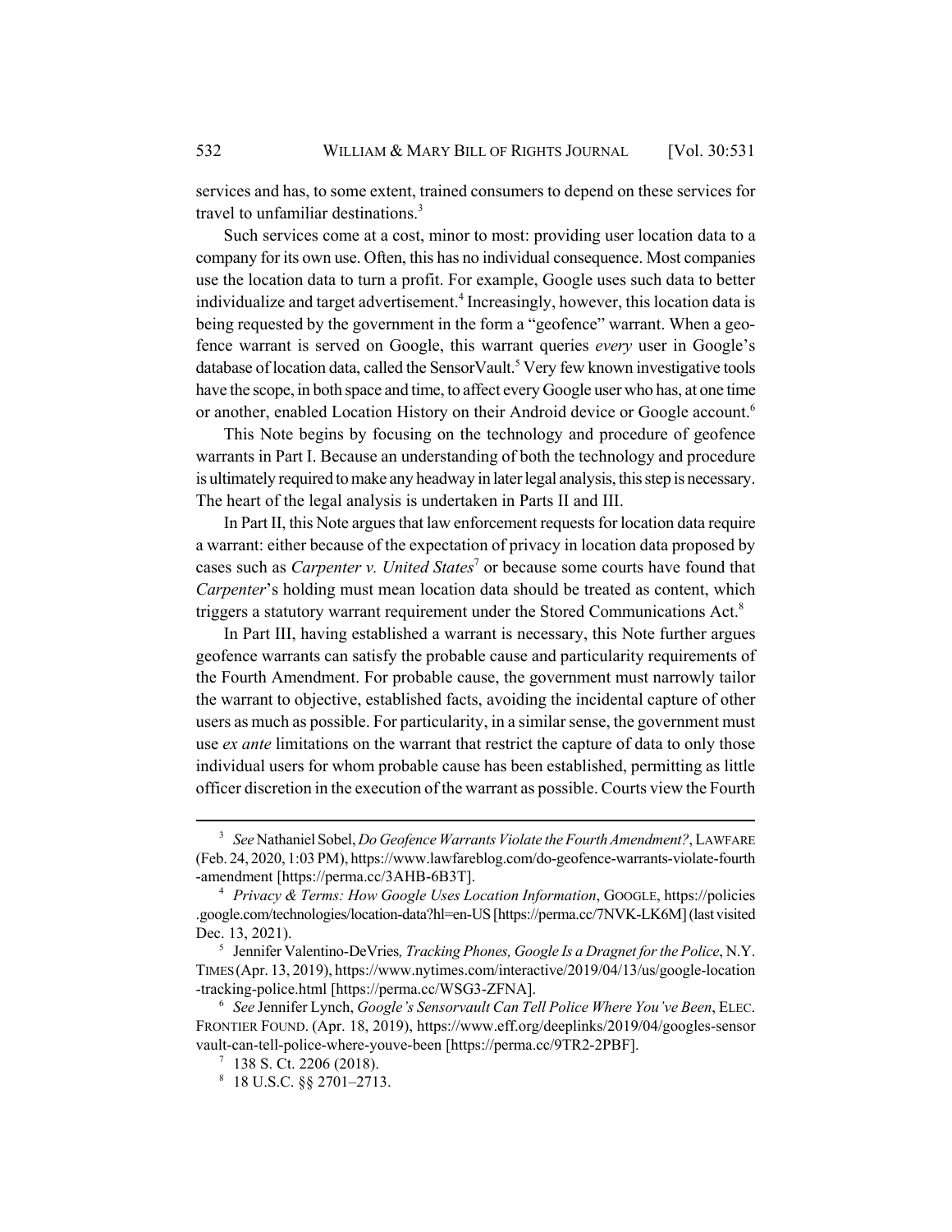services and has, to some extent, trained consumers to depend on these services for travel to unfamiliar destinations.[3]

Such services come at a cost, minor to most: providing user location data to a company for its own use. Often, this has no individual consequence. Most companies use the location data to turn a profit. For example, Google uses such data to better individualize and target advertisement.[4] Increasingly, however, this location data is being requested by the government in the form a "geofence" warrant. When a geofence warrant is served on Google, this warrant queries *every* user in Google's database of location data, called the SensorVault.[5] Very few known investigative tools have the scope, in both space and time, to affect every Google user who has, at one time or another, enabled Location History on their Android device or Google account.[6]

This Note begins by focusing on the technology and procedure of geofence warrants in Part I. Because an understanding of both the technology and procedure is ultimately required to make any headway in later legal analysis, this step is necessary. The heart of the legal analysis is undertaken in Parts II and III.

In Part II, this Note argues that law enforcement requests for location data require a warrant: either because of the expectation of privacy in location data proposed by cases such as *Carpenter v. United States*[7] or because some courts have found that *Carpenter*'s holding must mean location data should be treated as content, which triggers a statutory warrant requirement under the Stored Communications Act.[8]

In Part III, having established a warrant is necessary, this Note further argues geofence warrants can satisfy the probable cause and particularity requirements of the Fourth Amendment. For probable cause, the government must narrowly tailor the warrant to objective, established facts, avoiding the incidental capture of other users as much as possible. For particularity, in a similar sense, the government must use *ex ante* limitations on the warrant that restrict the capture of data to only those individual users for whom probable cause has been established, permitting as little officer discretion in the execution of the warrant as possible. Courts view the Fourth

---

[3] *See* Nathaniel Sobel, *Do Geofence Warrants Violate the Fourth Amendment?*, LAWFARE (Feb. 24, 2020, 1:03 PM), https://www.lawfareblog.com/do-geofence-warrants-violate-fourth-amendment [https://perma.cc/3AHB-6B3T].

[4] *Privacy & Terms: How Google Uses Location Information*, GOOGLE, https://policies.google.com/technologies/location-data?hl=en-US [https://perma.cc/7NVK-LK6M] (last visited Dec. 13, 2021).

[5] Jennifer Valentino-DeVries*, Tracking Phones, Google Is a Dragnet for the Police*, N.Y. TIMES (Apr. 13, 2019), https://www.nytimes.com/interactive/2019/04/13/us/google-location-tracking-police.html [https://perma.cc/WSG3-ZFNA].

[6] *See* Jennifer Lynch, *Google's Sensorvault Can Tell Police Where You've Been*, ELEC. FRONTIER FOUND. (Apr. 18, 2019), https://www.eff.org/deeplinks/2019/04/googles-sensorvault-can-tell-police-where-youve-been [https://perma.cc/9TR2-2PBF].

[7] 138 S. Ct. 2206 (2018).

[8] 18 U.S.C. §§ 2701–2713.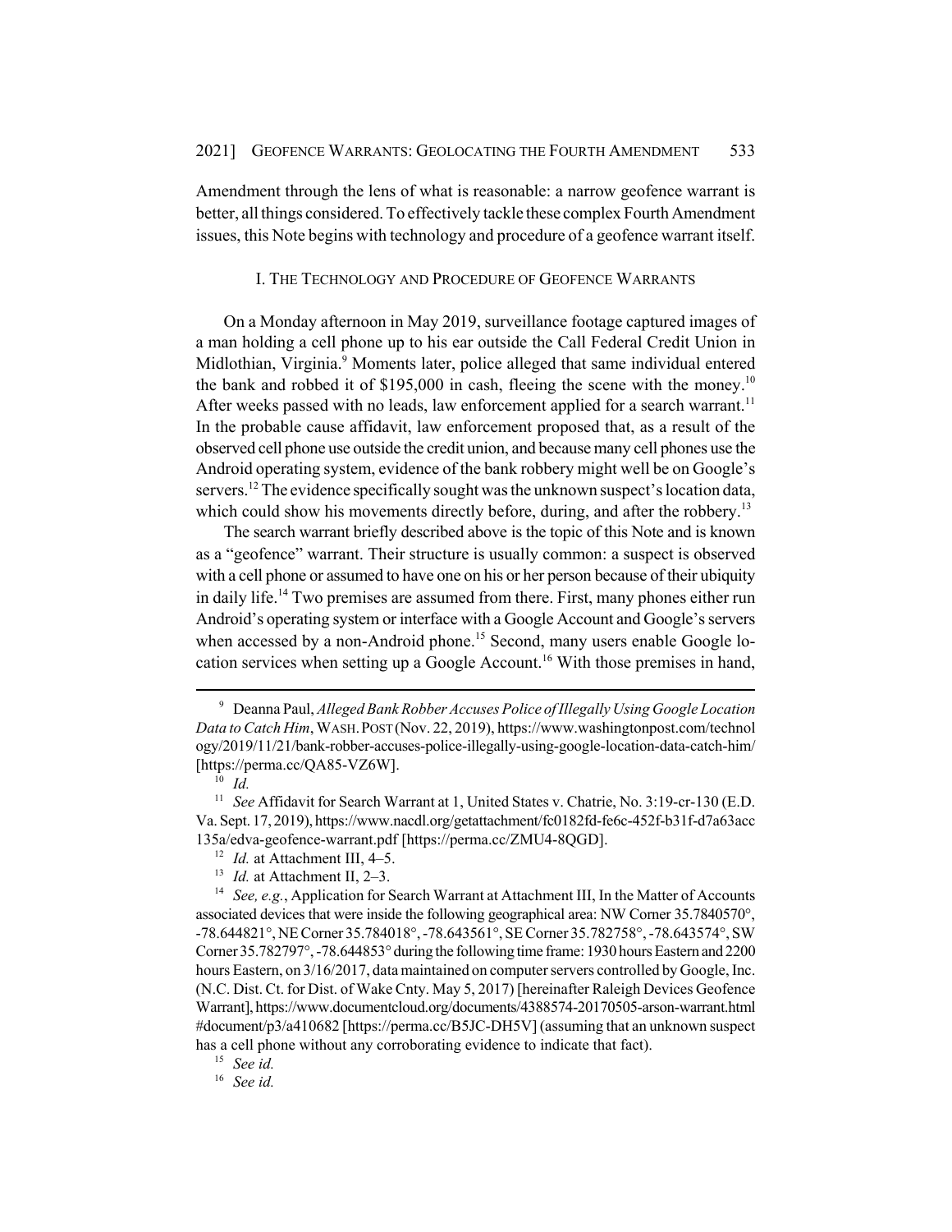Amendment through the lens of what is reasonable: a narrow geofence warrant is better, all things considered. To effectively tackle these complex Fourth Amendment issues, this Note begins with technology and procedure of a geofence warrant itself.

## I. The Technology and Procedure of Geofence Warrants

On a Monday afternoon in May 2019, surveillance footage captured images of a man holding a cell phone up to his ear outside the Call Federal Credit Union in Midlothian, Virginia.[9] Moments later, police alleged that same individual entered the bank and robbed it of $195,000 in cash, fleeing the scene with the money.[10] After weeks passed with no leads, law enforcement applied for a search warrant.[11] In the probable cause affidavit, law enforcement proposed that, as a result of the observed cell phone use outside the credit union, and because many cell phones use the Android operating system, evidence of the bank robbery might well be on Google's servers.[12] The evidence specifically sought was the unknown suspect's location data, which could show his movements directly before, during, and after the robbery.[13]

The search warrant briefly described above is the topic of this Note and is known as a "geofence" warrant. Their structure is usually common: a suspect is observed with a cell phone or assumed to have one on his or her person because of their ubiquity in daily life.[14] Two premises are assumed from there. First, many phones either run Android's operating system or interface with a Google Account and Google's servers when accessed by a non-Android phone.[15] Second, many users enable Google location services when setting up a Google Account.[16] With those premises in hand,

---

[9] Deanna Paul, *Alleged Bank Robber Accuses Police of Illegally Using Google Location Data to Catch Him*, WASH. POST (Nov. 22, 2019), https://www.washingtonpost.com/technology/2019/11/21/bank-robber-accuses-police-illegally-using-google-location-data-catch-him/ [https://perma.cc/QA85-VZ6W].

[10] *Id.*

[11] *See* Affidavit for Search Warrant at 1, United States v. Chatrie, No. 3:19-cr-130 (E.D. Va. Sept. 17, 2019), https://www.nacdl.org/getattachment/fc0182fd-fe6c-452f-b31f-d7a63acc135a/edva-geofence-warrant.pdf [https://perma.cc/ZMU4-8QGD].

[12] *Id.* at Attachment III, 4–5.

[13] *Id.* at Attachment II, 2–3.

[14] *See, e.g.*, Application for Search Warrant at Attachment III, In the Matter of Accounts associated devices that were inside the following geographical area: NW Corner 35.7840570°, -78.644821°, NE Corner 35.784018°, -78.643561°, SE Corner 35.782758°, -78.643574°, SW Corner 35.782797°, -78.644853° during the following time frame: 1930 hours Eastern and 2200 hours Eastern, on 3/16/2017, data maintained on computer servers controlled by Google, Inc. (N.C. Dist. Ct. for Dist. of Wake Cnty. May 5, 2017) [hereinafter Raleigh Devices Geofence Warrant], https://www.documentcloud.org/documents/4388574-20170505-arson-warrant.html#document/p3/a410682 [https://perma.cc/B5JC-DH5V] (assuming that an unknown suspect has a cell phone without any corroborating evidence to indicate that fact).

[15] *See id.*

[16] *See id.*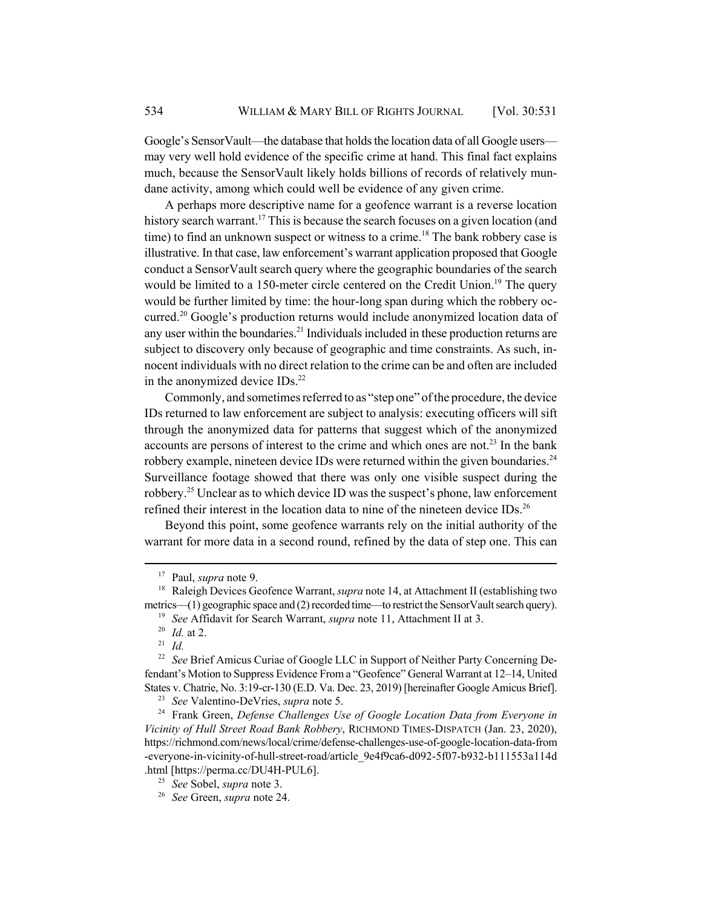Google's SensorVault—the database that holds the location data of all Google users—may very well hold evidence of the specific crime at hand. This final fact explains much, because the SensorVault likely holds billions of records of relatively mundane activity, among which could well be evidence of any given crime.

A perhaps more descriptive name for a geofence warrant is a reverse location history search warrant.[17] This is because the search focuses on a given location (and time) to find an unknown suspect or witness to a crime.[18] The bank robbery case is illustrative. In that case, law enforcement's warrant application proposed that Google conduct a SensorVault search query where the geographic boundaries of the search would be limited to a 150-meter circle centered on the Credit Union.[19] The query would be further limited by time: the hour-long span during which the robbery occurred.[20] Google's production returns would include anonymized location data of any user within the boundaries.[21] Individuals included in these production returns are subject to discovery only because of geographic and time constraints. As such, innocent individuals with no direct relation to the crime can be and often are included in the anonymized device IDs.[22]

Commonly, and sometimes referred to as "step one" of the procedure, the device IDs returned to law enforcement are subject to analysis: executing officers will sift through the anonymized data for patterns that suggest which of the anonymized accounts are persons of interest to the crime and which ones are not.[23] In the bank robbery example, nineteen device IDs were returned within the given boundaries.[24] Surveillance footage showed that there was only one visible suspect during the robbery.[25] Unclear as to which device ID was the suspect's phone, law enforcement refined their interest in the location data to nine of the nineteen device IDs.[26]

Beyond this point, some geofence warrants rely on the initial authority of the warrant for more data in a second round, refined by the data of step one. This can

---

[17] Paul, *supra* note 9.

[18] Raleigh Devices Geofence Warrant, *supra* note 14, at Attachment II (establishing two metrics—(1) geographic space and (2) recorded time—to restrict the SensorVault search query).

[19] *See* Affidavit for Search Warrant, *supra* note 11, Attachment II at 3.

[20] *Id.* at 2.

[21] *Id.*

[22] *See* Brief Amicus Curiae of Google LLC in Support of Neither Party Concerning Defendant's Motion to Suppress Evidence From a "Geofence" General Warrant at 12–14, United States v. Chatrie, No. 3:19-cr-130 (E.D. Va. Dec. 23, 2019) [hereinafter Google Amicus Brief].

[23] *See* Valentino-DeVries, *supra* note 5.

[24] Frank Green, *Defense Challenges Use of Google Location Data from Everyone in Vicinity of Hull Street Road Bank Robbery*, RICHMOND TIMES-DISPATCH (Jan. 23, 2020), https://richmond.com/news/local/crime/defense-challenges-use-of-google-location-data-from-everyone-in-vicinity-of-hull-street-road/article_9e4f9ca6-d092-5f07-b932-b111553a114d.html [https://perma.cc/DU4H-PUL6].

[25] *See* Sobel, *supra* note 3.

[26] *See* Green, *supra* note 24.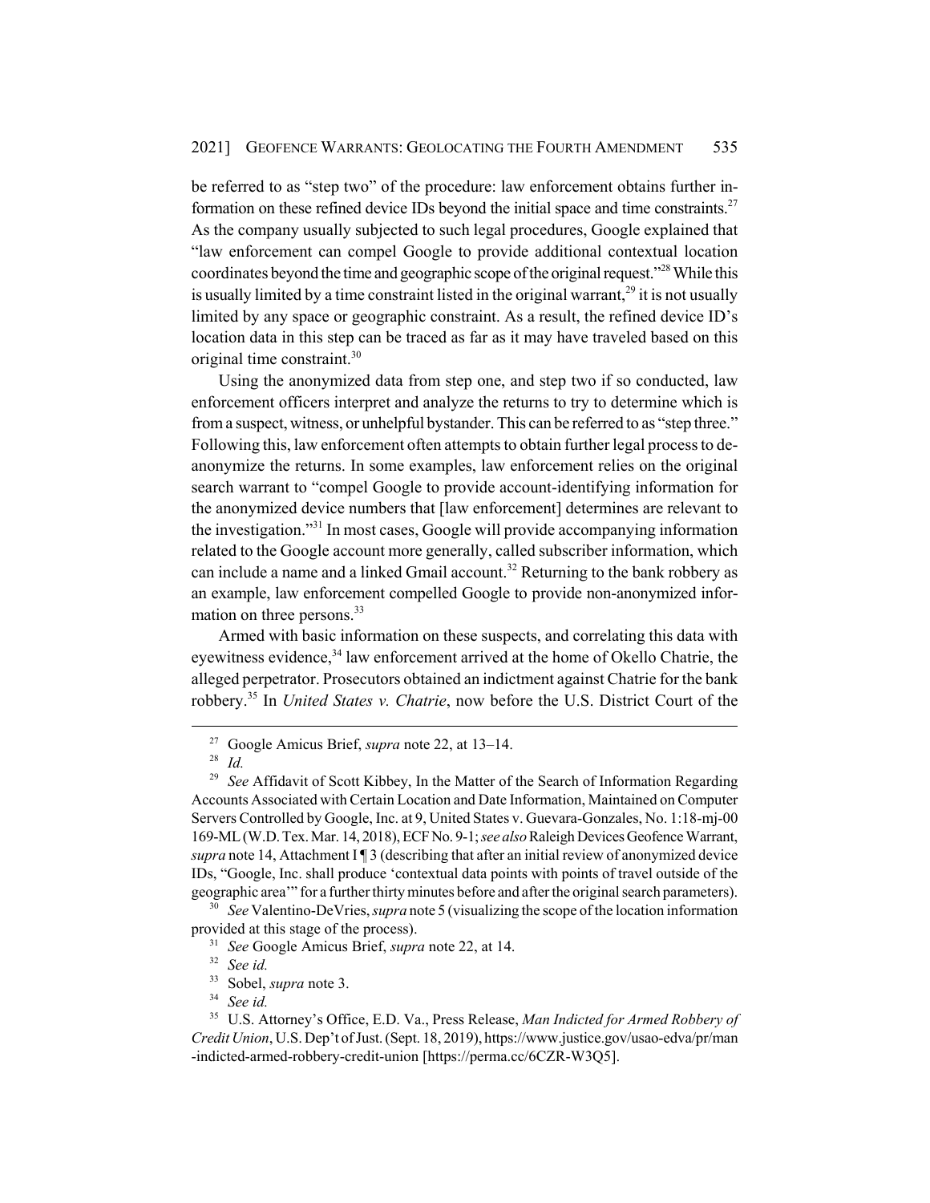be referred to as "step two" of the procedure: law enforcement obtains further information on these refined device IDs beyond the initial space and time constraints.[27] As the company usually subjected to such legal procedures, Google explained that "law enforcement can compel Google to provide additional contextual location coordinates beyond the time and geographic scope of the original request."[28] While this is usually limited by a time constraint listed in the original warrant,[29] it is not usually limited by any space or geographic constraint. As a result, the refined device ID's location data in this step can be traced as far as it may have traveled based on this original time constraint.[30]

Using the anonymized data from step one, and step two if so conducted, law enforcement officers interpret and analyze the returns to try to determine which is from a suspect, witness, or unhelpful bystander. This can be referred to as "step three." Following this, law enforcement often attempts to obtain further legal process to de-anonymize the returns. In some examples, law enforcement relies on the original search warrant to "compel Google to provide account-identifying information for the anonymized device numbers that [law enforcement] determines are relevant to the investigation."[31] In most cases, Google will provide accompanying information related to the Google account more generally, called subscriber information, which can include a name and a linked Gmail account.[32] Returning to the bank robbery as an example, law enforcement compelled Google to provide non-anonymized information on three persons.[33]

Armed with basic information on these suspects, and correlating this data with eyewitness evidence,[34] law enforcement arrived at the home of Okello Chatrie, the alleged perpetrator. Prosecutors obtained an indictment against Chatrie for the bank robbery.[35] In *United States v. Chatrie*, now before the U.S. District Court of the

---

[27] Google Amicus Brief, *supra* note 22, at 13–14.

[28] *Id.*

[29] *See* Affidavit of Scott Kibbey, In the Matter of the Search of Information Regarding Accounts Associated with Certain Location and Date Information, Maintained on Computer Servers Controlled by Google, Inc. at 9, United States v. Guevara-Gonzales, No. 1:18-mj-00 169-ML (W.D. Tex. Mar. 14, 2018), ECF No. 9-1; *see also* Raleigh Devices Geofence Warrant, *supra* note 14, Attachment I ¶ 3 (describing that after an initial review of anonymized device IDs, "Google, Inc. shall produce 'contextual data points with points of travel outside of the geographic area'" for a further thirty minutes before and after the original search parameters).

[30] *See* Valentino-DeVries, *supra* note 5 (visualizing the scope of the location information provided at this stage of the process).

[31] *See* Google Amicus Brief, *supra* note 22, at 14.

[32] *See id.*

[33] Sobel, *supra* note 3.

[34] *See id.*

[35] U.S. Attorney's Office, E.D. Va., Press Release, *Man Indicted for Armed Robbery of Credit Union*, U.S. Dep't of Just. (Sept. 18, 2019), https://www.justice.gov/usao-edva/pr/man-indicted-armed-robbery-credit-union [https://perma.cc/6CZR-W3Q5].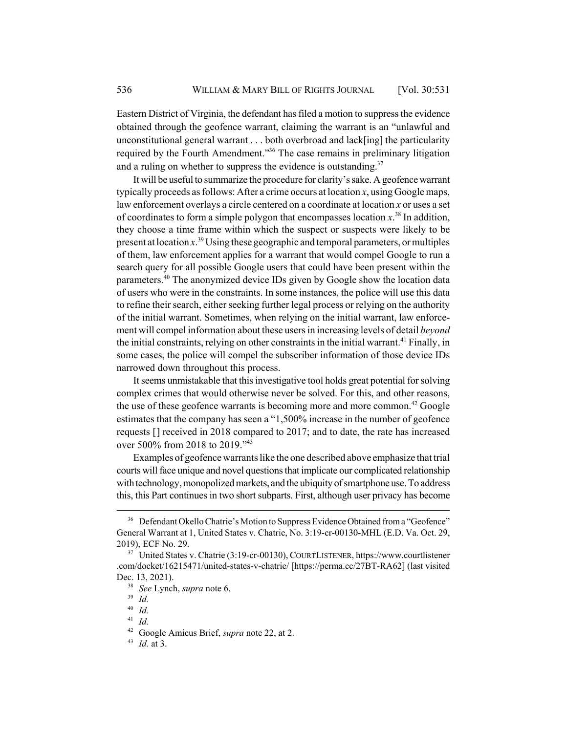Eastern District of Virginia, the defendant has filed a motion to suppress the evidence obtained through the geofence warrant, claiming the warrant is an "unlawful and unconstitutional general warrant . . . both overbroad and lack[ing] the particularity required by the Fourth Amendment."[36] The case remains in preliminary litigation and a ruling on whether to suppress the evidence is outstanding.[37]

It will be useful to summarize the procedure for clarity's sake. A geofence warrant typically proceeds as follows: After a crime occurs at location *x*, using Google maps, law enforcement overlays a circle centered on a coordinate at location *x* or uses a set of coordinates to form a simple polygon that encompasses location *x*.[38] In addition, they choose a time frame within which the suspect or suspects were likely to be present at location *x*.[39] Using these geographic and temporal parameters, or multiples of them, law enforcement applies for a warrant that would compel Google to run a search query for all possible Google users that could have been present within the parameters.[40] The anonymized device IDs given by Google show the location data of users who were in the constraints. In some instances, the police will use this data to refine their search, either seeking further legal process or relying on the authority of the initial warrant. Sometimes, when relying on the initial warrant, law enforcement will compel information about these users in increasing levels of detail *beyond* the initial constraints, relying on other constraints in the initial warrant.[41] Finally, in some cases, the police will compel the subscriber information of those device IDs narrowed down throughout this process.

It seems unmistakable that this investigative tool holds great potential for solving complex crimes that would otherwise never be solved. For this, and other reasons, the use of these geofence warrants is becoming more and more common.[42] Google estimates that the company has seen a "1,500% increase in the number of geofence requests [] received in 2018 compared to 2017; and to date, the rate has increased over 500% from 2018 to 2019."[43]

Examples of geofence warrants like the one described above emphasize that trial courts will face unique and novel questions that implicate our complicated relationship with technology, monopolized markets, and the ubiquity of smartphone use. To address this, this Part continues in two short subparts. First, although user privacy has become

---

[36] Defendant Okello Chatrie's Motion to Suppress Evidence Obtained from a "Geofence" General Warrant at 1, United States v. Chatrie, No. 3:19-cr-00130-MHL (E.D. Va. Oct. 29, 2019), ECF No. 29.

[37] United States v. Chatrie (3:19-cr-00130), COURTLISTENER, https://www.courtlistener.com/docket/16215471/united-states-v-chatrie/ [https://perma.cc/27BT-RA62] (last visited Dec. 13, 2021).

[38] *See* Lynch, *supra* note 6.

[39] *Id.*

[40] *Id.*

[41] *Id.*

[42] Google Amicus Brief, *supra* note 22, at 2.

[43] *Id.* at 3.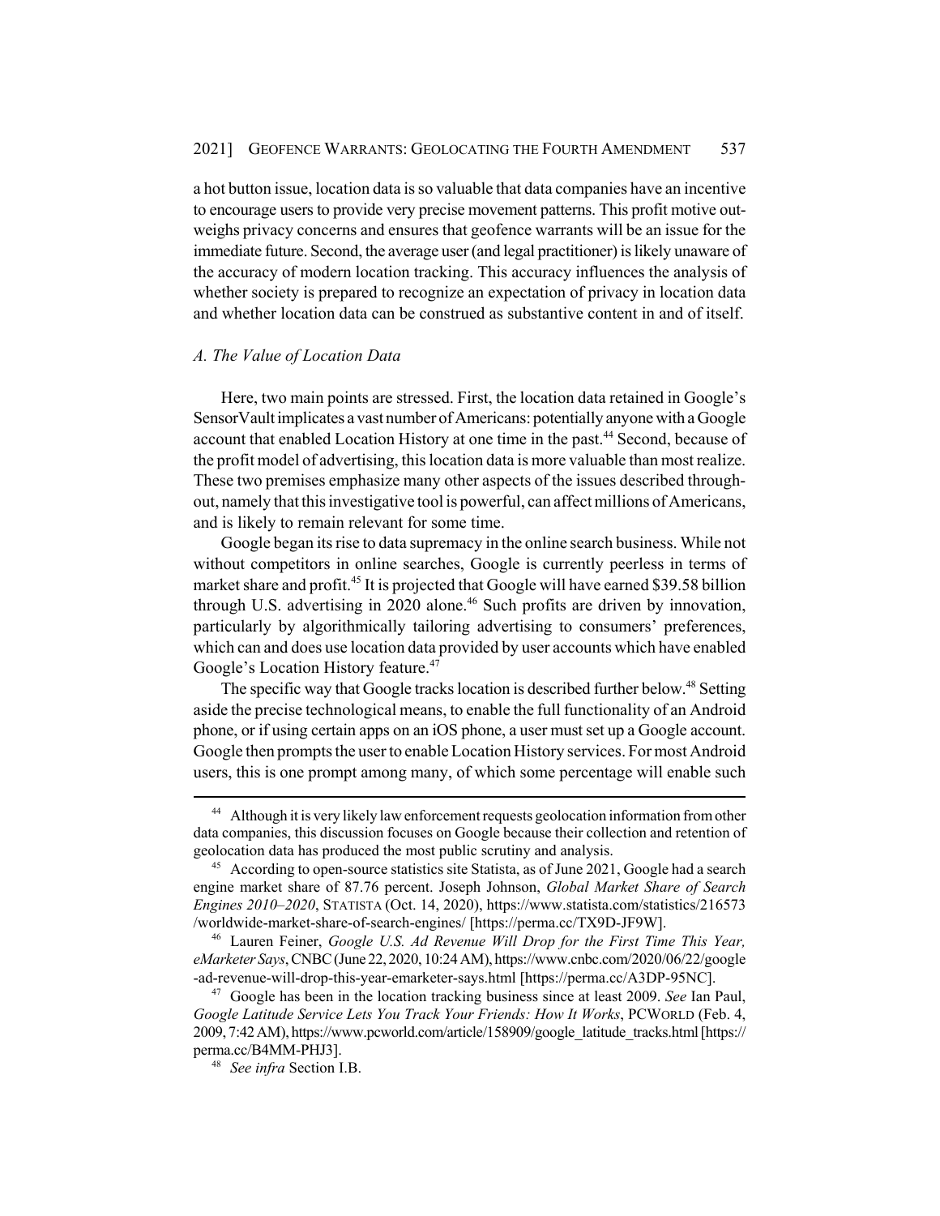a hot button issue, location data is so valuable that data companies have an incentive to encourage users to provide very precise movement patterns. This profit motive outweighs privacy concerns and ensures that geofence warrants will be an issue for the immediate future. Second, the average user (and legal practitioner) is likely unaware of the accuracy of modern location tracking. This accuracy influences the analysis of whether society is prepared to recognize an expectation of privacy in location data and whether location data can be construed as substantive content in and of itself.

### *A. The Value of Location Data*

Here, two main points are stressed. First, the location data retained in Google's SensorVault implicates a vast number of Americans: potentially anyone with a Google account that enabled Location History at one time in the past.[44] Second, because of the profit model of advertising, this location data is more valuable than most realize. These two premises emphasize many other aspects of the issues described throughout, namely that this investigative tool is powerful, can affect millions of Americans, and is likely to remain relevant for some time.

Google began its rise to data supremacy in the online search business. While not without competitors in online searches, Google is currently peerless in terms of market share and profit.[45] It is projected that Google will have earned $39.58 billion through U.S. advertising in 2020 alone.[46] Such profits are driven by innovation, particularly by algorithmically tailoring advertising to consumers' preferences, which can and does use location data provided by user accounts which have enabled Google's Location History feature.[47]

The specific way that Google tracks location is described further below.[48] Setting aside the precise technological means, to enable the full functionality of an Android phone, or if using certain apps on an iOS phone, a user must set up a Google account. Google then prompts the user to enable Location History services. For most Android users, this is one prompt among many, of which some percentage will enable such

---

[44] Although it is very likely law enforcement requests geolocation information from other data companies, this discussion focuses on Google because their collection and retention of geolocation data has produced the most public scrutiny and analysis.

[45] According to open-source statistics site Statista, as of June 2021, Google had a search engine market share of 87.76 percent. Joseph Johnson, *Global Market Share of Search Engines 2010–2020*, STATISTA (Oct. 14, 2020), https://www.statista.com/statistics/216573/worldwide-market-share-of-search-engines/ [https://perma.cc/TX9D-JF9W].

[46] Lauren Feiner, *Google U.S. Ad Revenue Will Drop for the First Time This Year, eMarketer Says*, CNBC (June 22, 2020, 10:24 AM), https://www.cnbc.com/2020/06/22/google-ad-revenue-will-drop-this-year-emarketer-says.html [https://perma.cc/A3DP-95NC].

[47] Google has been in the location tracking business since at least 2009. *See* Ian Paul, *Google Latitude Service Lets You Track Your Friends: How It Works*, PCWORLD (Feb. 4, 2009, 7:42 AM), https://www.pcworld.com/article/158909/google_latitude_tracks.html [https://perma.cc/B4MM-PHJ3].

[48] *See infra* Section I.B.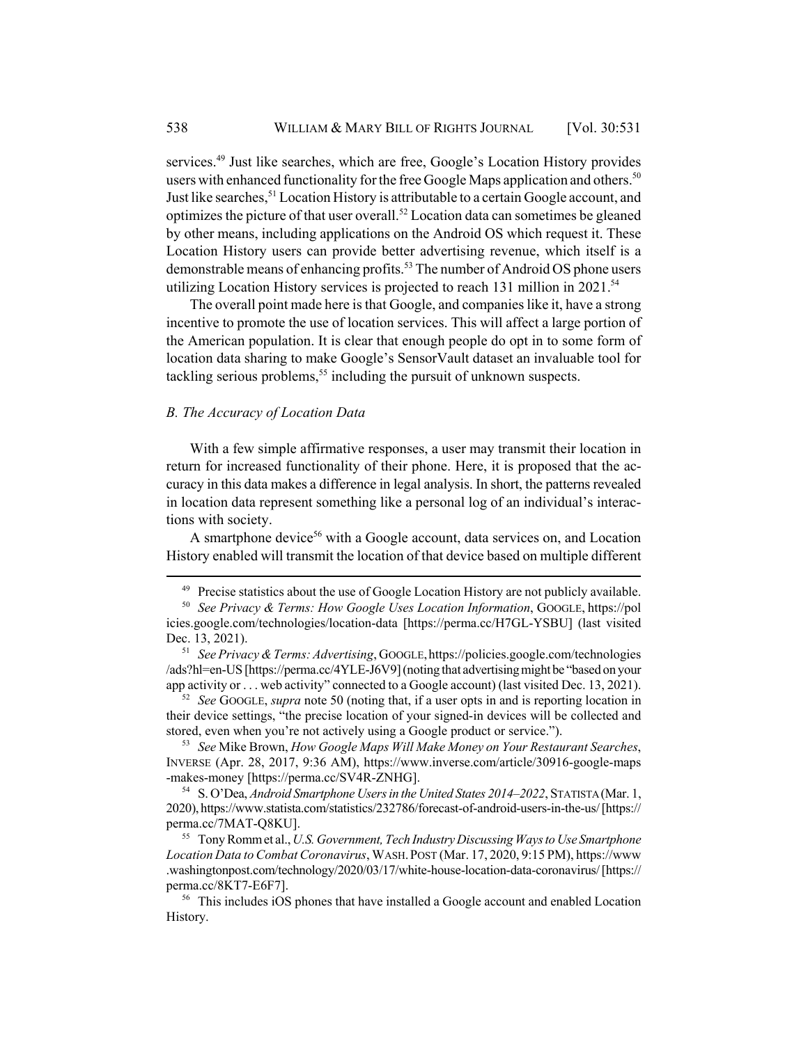services.[49] Just like searches, which are free, Google's Location History provides users with enhanced functionality for the free Google Maps application and others.[50] Just like searches,[51] Location History is attributable to a certain Google account, and optimizes the picture of that user overall.[52] Location data can sometimes be gleaned by other means, including applications on the Android OS which request it. These Location History users can provide better advertising revenue, which itself is a demonstrable means of enhancing profits.[53] The number of Android OS phone users utilizing Location History services is projected to reach 131 million in 2021.[54]

The overall point made here is that Google, and companies like it, have a strong incentive to promote the use of location services. This will affect a large portion of the American population. It is clear that enough people do opt in to some form of location data sharing to make Google's SensorVault dataset an invaluable tool for tackling serious problems,[55] including the pursuit of unknown suspects.

### *B. The Accuracy of Location Data*

With a few simple affirmative responses, a user may transmit their location in return for increased functionality of their phone. Here, it is proposed that the accuracy in this data makes a difference in legal analysis. In short, the patterns revealed in location data represent something like a personal log of an individual's interactions with society.

A smartphone device[56] with a Google account, data services on, and Location History enabled will transmit the location of that device based on multiple different

---

[49] Precise statistics about the use of Google Location History are not publicly available.

[50] *See Privacy & Terms: How Google Uses Location Information*, GOOGLE, https://policies.google.com/technologies/location-data [https://perma.cc/H7GL-YSBU] (last visited Dec. 13, 2021).

[51] *See Privacy & Terms: Advertising*, GOOGLE, https://policies.google.com/technologies/ads?hl=en-US [https://perma.cc/4YLE-J6V9] (noting that advertising might be "based on your app activity or . . . web activity" connected to a Google account) (last visited Dec. 13, 2021).

[52] *See* GOOGLE, *supra* note 50 (noting that, if a user opts in and is reporting location in their device settings, "the precise location of your signed-in devices will be collected and stored, even when you're not actively using a Google product or service.").

[53] *See* Mike Brown, *How Google Maps Will Make Money on Your Restaurant Searches*, INVERSE (Apr. 28, 2017, 9:36 AM), https://www.inverse.com/article/30916-google-maps-makes-money [https://perma.cc/SV4R-ZNHG].

[54] S. O'Dea, *Android Smartphone Users in the United States 2014–2022*, STATISTA (Mar. 1, 2020), https://www.statista.com/statistics/232786/forecast-of-android-users-in-the-us/ [https://perma.cc/7MAT-Q8KU].

[55] Tony Romm et al., *U.S. Government, Tech Industry Discussing Ways to Use Smartphone Location Data to Combat Coronavirus*, WASH. POST (Mar. 17, 2020, 9:15 PM), https://www.washingtonpost.com/technology/2020/03/17/white-house-location-data-coronavirus/ [https://perma.cc/8KT7-E6F7].

[56] This includes iOS phones that have installed a Google account and enabled Location History.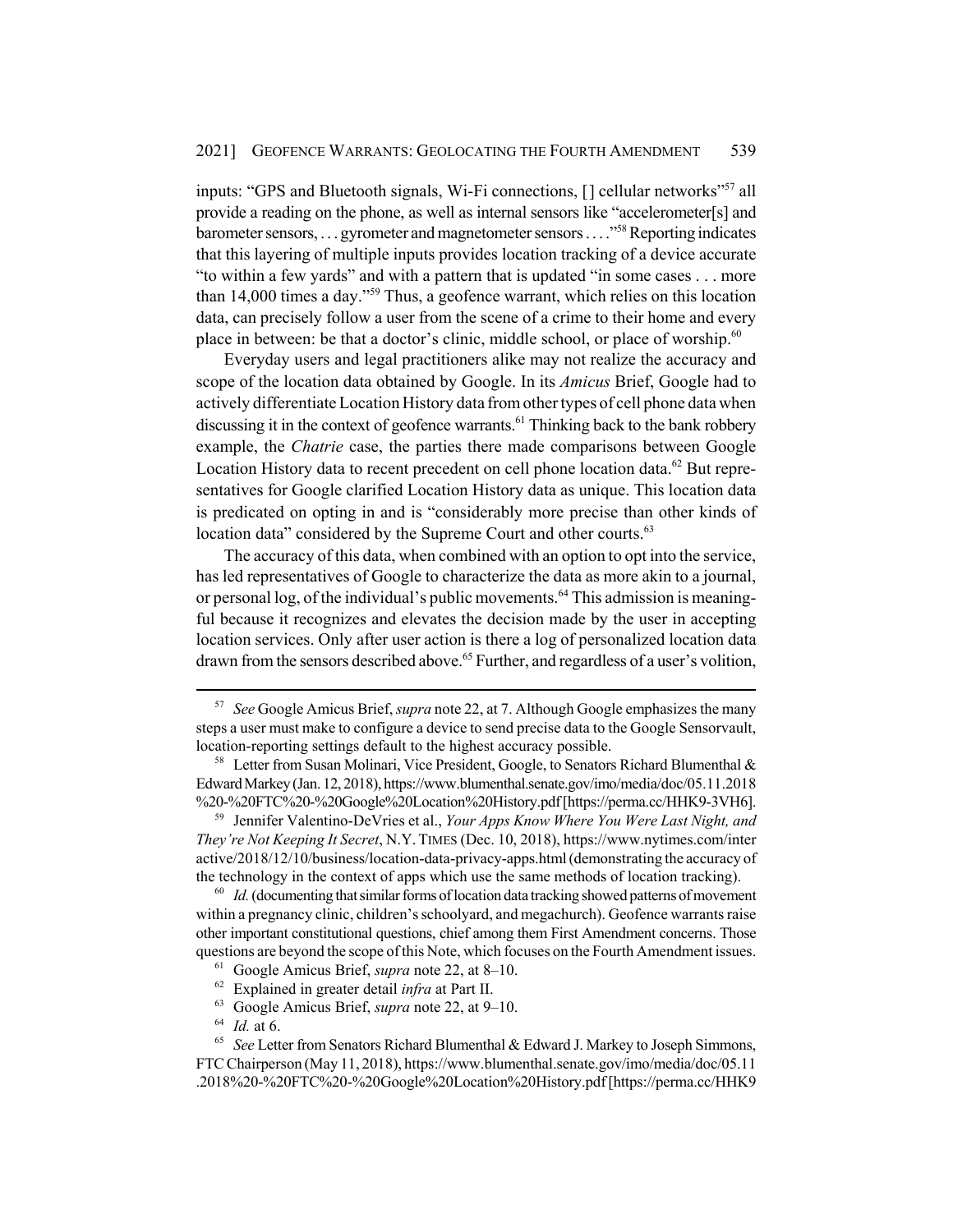inputs: "GPS and Bluetooth signals, Wi-Fi connections, [] cellular networks"[57] all provide a reading on the phone, as well as internal sensors like "accelerometer[s] and barometer sensors, . . . gyrometer and magnetometer sensors . . . ."[58] Reporting indicates that this layering of multiple inputs provides location tracking of a device accurate "to within a few yards" and with a pattern that is updated "in some cases . . . more than 14,000 times a day."[59] Thus, a geofence warrant, which relies on this location data, can precisely follow a user from the scene of a crime to their home and every place in between: be that a doctor's clinic, middle school, or place of worship.[60]

Everyday users and legal practitioners alike may not realize the accuracy and scope of the location data obtained by Google. In its *Amicus* Brief, Google had to actively differentiate Location History data from other types of cell phone data when discussing it in the context of geofence warrants.[61] Thinking back to the bank robbery example, the *Chatrie* case, the parties there made comparisons between Google Location History data to recent precedent on cell phone location data.[62] But representatives for Google clarified Location History data as unique. This location data is predicated on opting in and is "considerably more precise than other kinds of location data" considered by the Supreme Court and other courts.[63]

The accuracy of this data, when combined with an option to opt into the service, has led representatives of Google to characterize the data as more akin to a journal, or personal log, of the individual's public movements.[64] This admission is meaningful because it recognizes and elevates the decision made by the user in accepting location services. Only after user action is there a log of personalized location data drawn from the sensors described above.[65] Further, and regardless of a user's volition,

---

[57] *See* Google Amicus Brief, *supra* note 22, at 7. Although Google emphasizes the many steps a user must make to configure a device to send precise data to the Google Sensorvault, location-reporting settings default to the highest accuracy possible.

[58] Letter from Susan Molinari, Vice President, Google, to Senators Richard Blumenthal & Edward Markey (Jan. 12, 2018), https://www.blumenthal.senate.gov/imo/media/doc/05.11.2018%20-%20FTC%20-%20Google%20Location%20History.pdf [https://perma.cc/HHK9-3VH6].

[59] Jennifer Valentino-DeVries et al., *Your Apps Know Where You Were Last Night, and They're Not Keeping It Secret*, N.Y. TIMES (Dec. 10, 2018), https://www.nytimes.com/interactive/2018/12/10/business/location-data-privacy-apps.html (demonstrating the accuracy of the technology in the context of apps which use the same methods of location tracking).

[60] *Id.* (documenting that similar forms of location data tracking showed patterns of movement within a pregnancy clinic, children's schoolyard, and megachurch). Geofence warrants raise other important constitutional questions, chief among them First Amendment concerns. Those questions are beyond the scope of this Note, which focuses on the Fourth Amendment issues.

[61] Google Amicus Brief, *supra* note 22, at 8–10.

[62] Explained in greater detail *infra* at Part II.

[63] Google Amicus Brief, *supra* note 22, at 9–10.

[64] *Id.* at 6.

[65] *See* Letter from Senators Richard Blumenthal & Edward J. Markey to Joseph Simmons, FTC Chairperson (May 11, 2018), https://www.blumenthal.senate.gov/imo/media/doc/05.11.2018%20-%20FTC%20-%20Google%20Location%20History.pdf [https://perma.cc/HHK9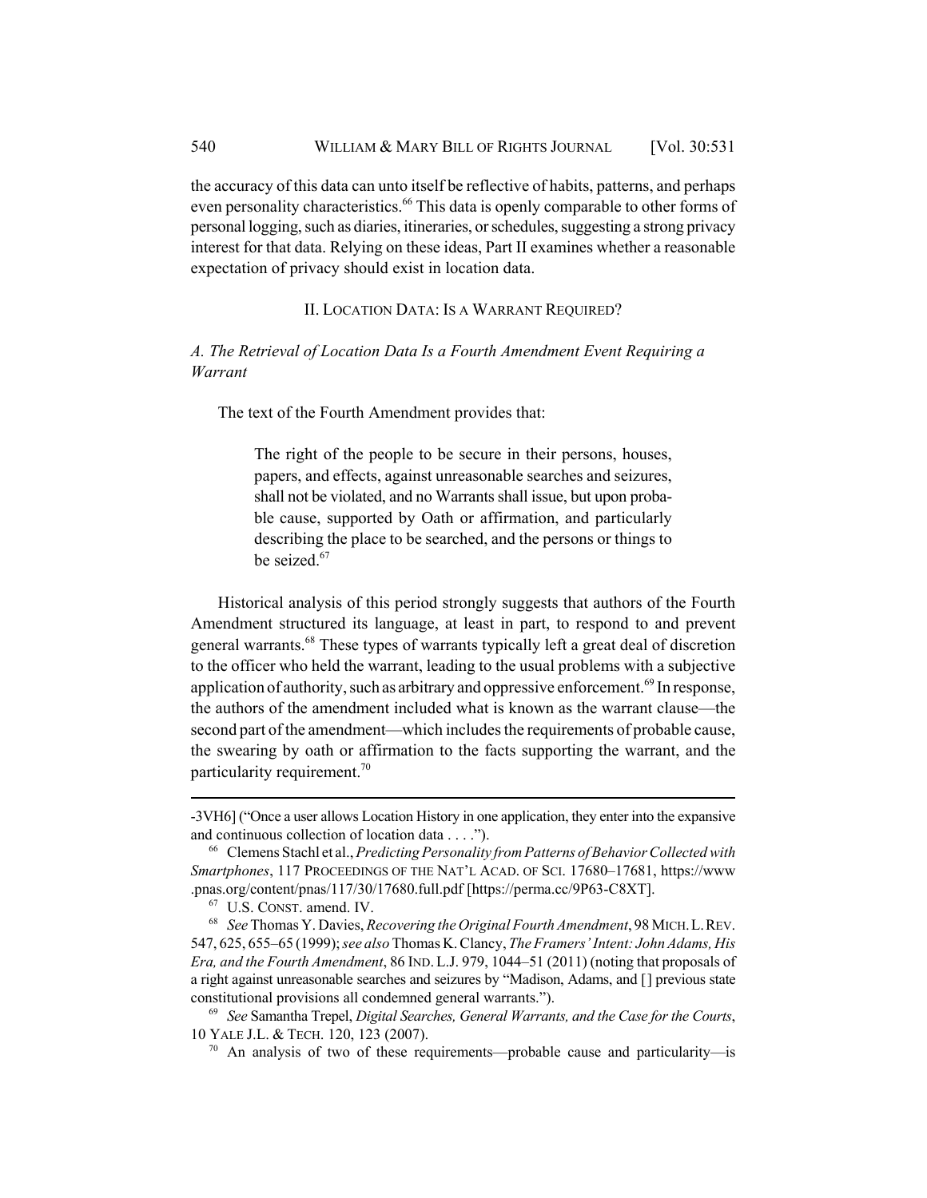the accuracy of this data can unto itself be reflective of habits, patterns, and perhaps even personality characteristics.[66] This data is openly comparable to other forms of personal logging, such as diaries, itineraries, or schedules, suggesting a strong privacy interest for that data. Relying on these ideas, Part II examines whether a reasonable expectation of privacy should exist in location data.

## II. LOCATION DATA: IS A WARRANT REQUIRED?

### *A. The Retrieval of Location Data Is a Fourth Amendment Event Requiring a Warrant*

The text of the Fourth Amendment provides that:

> The right of the people to be secure in their persons, houses, papers, and effects, against unreasonable searches and seizures, shall not be violated, and no Warrants shall issue, but upon probable cause, supported by Oath or affirmation, and particularly describing the place to be searched, and the persons or things to be seized.[67]

Historical analysis of this period strongly suggests that authors of the Fourth Amendment structured its language, at least in part, to respond to and prevent general warrants.[68] These types of warrants typically left a great deal of discretion to the officer who held the warrant, leading to the usual problems with a subjective application of authority, such as arbitrary and oppressive enforcement.[69] In response, the authors of the amendment included what is known as the warrant clause—the second part of the amendment—which includes the requirements of probable cause, the swearing by oath or affirmation to the facts supporting the warrant, and the particularity requirement.[70]

---

-3VH6] ("Once a user allows Location History in one application, they enter into the expansive and continuous collection of location data . . . .").

[66] Clemens Stachl et al., *Predicting Personality from Patterns of Behavior Collected with Smartphones*, 117 PROCEEDINGS OF THE NAT'L ACAD. OF SCI. 17680–17681, https://www.pnas.org/content/pnas/117/30/17680.full.pdf [https://perma.cc/9P63-C8XT].

[67] U.S. CONST. amend. IV.

[68] *See* Thomas Y. Davies, *Recovering the Original Fourth Amendment*, 98 MICH. L. REV. 547, 625, 655–65 (1999); *see also* Thomas K. Clancy, *The Framers' Intent: John Adams, His Era, and the Fourth Amendment*, 86 IND. L.J. 979, 1044–51 (2011) (noting that proposals of a right against unreasonable searches and seizures by "Madison, Adams, and [] previous state constitutional provisions all condemned general warrants.").

[69] *See* Samantha Trepel, *Digital Searches, General Warrants, and the Case for the Courts*, 10 YALE J.L. & TECH. 120, 123 (2007).

[70] An analysis of two of these requirements—probable cause and particularity—is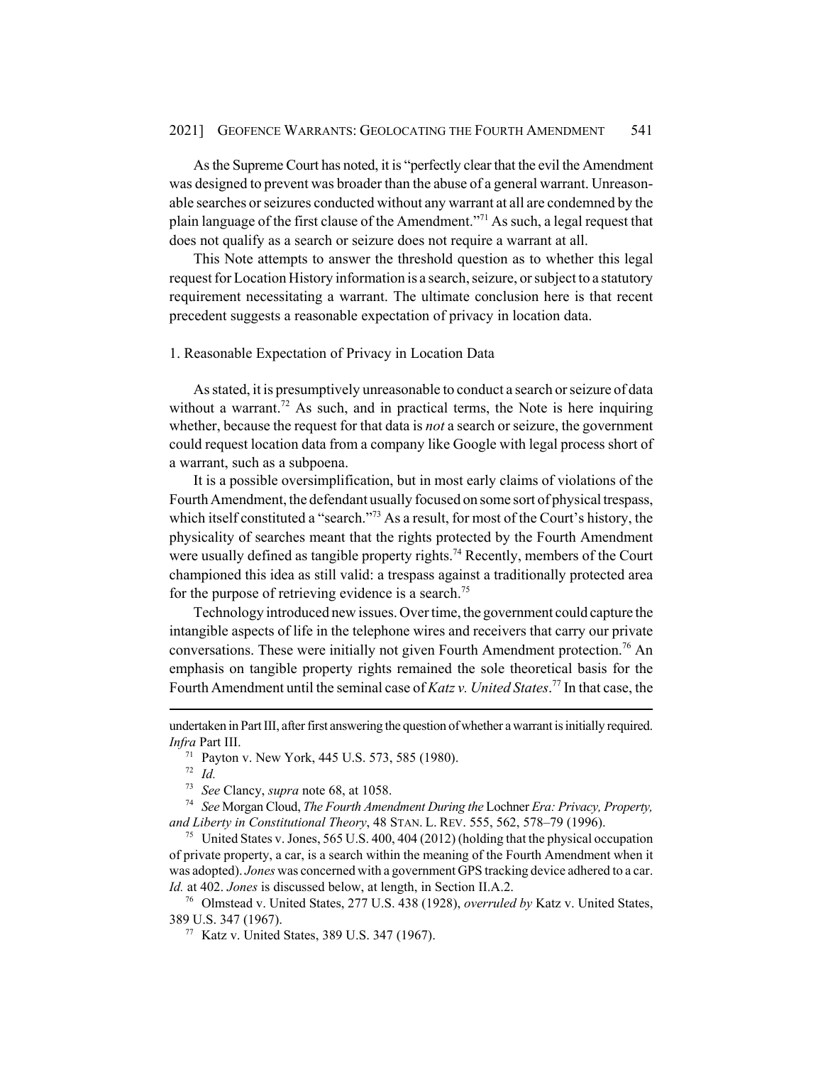As the Supreme Court has noted, it is "perfectly clear that the evil the Amendment was designed to prevent was broader than the abuse of a general warrant. Unreasonable searches or seizures conducted without any warrant at all are condemned by the plain language of the first clause of the Amendment."[71] As such, a legal request that does not qualify as a search or seizure does not require a warrant at all.

This Note attempts to answer the threshold question as to whether this legal request for Location History information is a search, seizure, or subject to a statutory requirement necessitating a warrant. The ultimate conclusion here is that recent precedent suggests a reasonable expectation of privacy in location data.

### 1. Reasonable Expectation of Privacy in Location Data

As stated, it is presumptively unreasonable to conduct a search or seizure of data without a warrant.[72] As such, and in practical terms, the Note is here inquiring whether, because the request for that data is *not* a search or seizure, the government could request location data from a company like Google with legal process short of a warrant, such as a subpoena.

It is a possible oversimplification, but in most early claims of violations of the Fourth Amendment, the defendant usually focused on some sort of physical trespass, which itself constituted a "search."[73] As a result, for most of the Court's history, the physicality of searches meant that the rights protected by the Fourth Amendment were usually defined as tangible property rights.[74] Recently, members of the Court championed this idea as still valid: a trespass against a traditionally protected area for the purpose of retrieving evidence is a search.[75]

Technology introduced new issues. Over time, the government could capture the intangible aspects of life in the telephone wires and receivers that carry our private conversations. These were initially not given Fourth Amendment protection.[76] An emphasis on tangible property rights remained the sole theoretical basis for the Fourth Amendment until the seminal case of *Katz v. United States*.[77] In that case, the

---

undertaken in Part III, after first answering the question of whether a warrant is initially required. *Infra* Part III.

[71] Payton v. New York, 445 U.S. 573, 585 (1980).

[72] *Id.*

[73] *See* Clancy, *supra* note 68, at 1058.

[74] *See* Morgan Cloud, *The Fourth Amendment During the* Lochner *Era: Privacy, Property, and Liberty in Constitutional Theory*, 48 STAN. L. REV. 555, 562, 578–79 (1996).

[75] United States v. Jones, 565 U.S. 400, 404 (2012) (holding that the physical occupation of private property, a car, is a search within the meaning of the Fourth Amendment when it was adopted). *Jones* was concerned with a government GPS tracking device adhered to a car. *Id.* at 402. *Jones* is discussed below, at length, in Section II.A.2.

[76] Olmstead v. United States, 277 U.S. 438 (1928), *overruled by* Katz v. United States, 389 U.S. 347 (1967).

[77] Katz v. United States, 389 U.S. 347 (1967).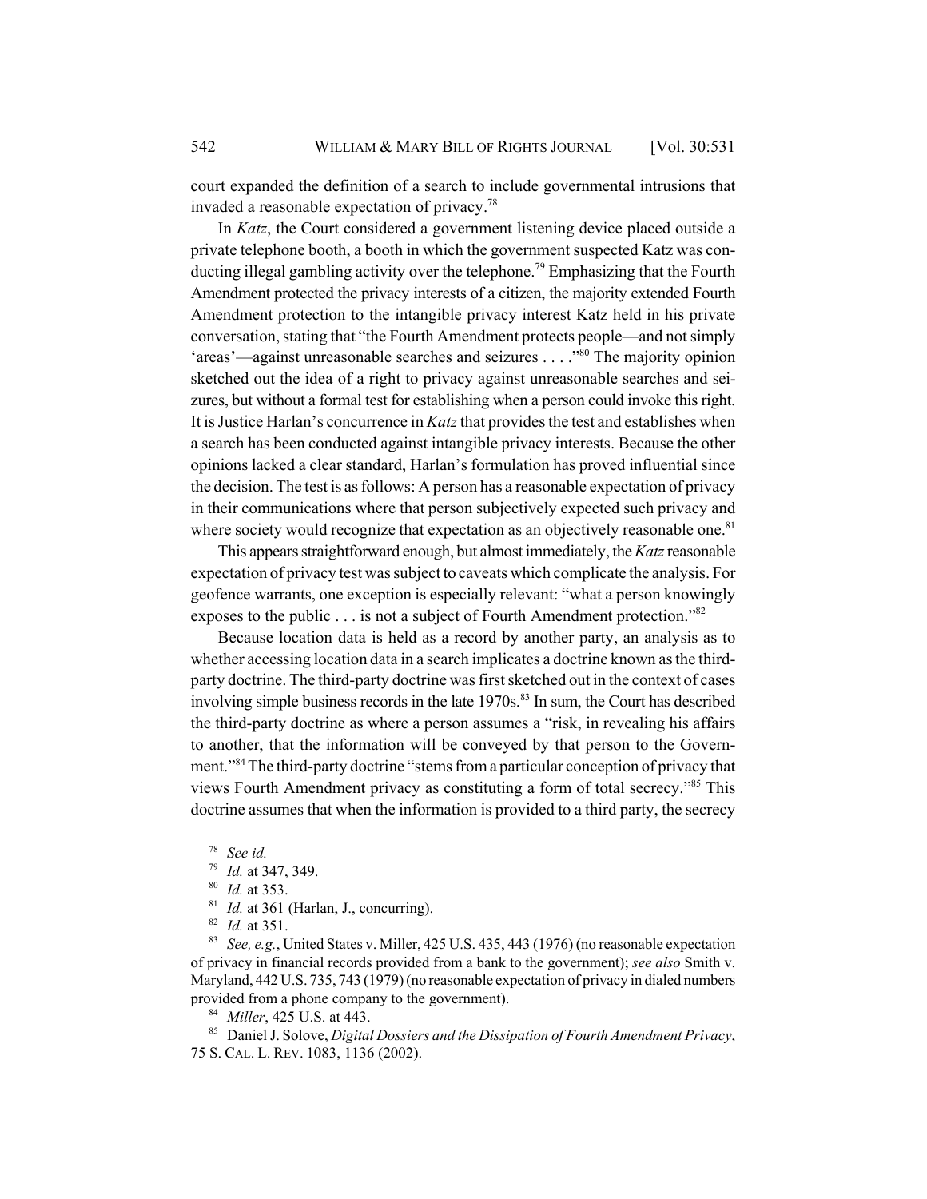court expanded the definition of a search to include governmental intrusions that invaded a reasonable expectation of privacy.[78]

In *Katz*, the Court considered a government listening device placed outside a private telephone booth, a booth in which the government suspected Katz was conducting illegal gambling activity over the telephone.[79] Emphasizing that the Fourth Amendment protected the privacy interests of a citizen, the majority extended Fourth Amendment protection to the intangible privacy interest Katz held in his private conversation, stating that "the Fourth Amendment protects people—and not simply 'areas'—against unreasonable searches and seizures . . . ."[80] The majority opinion sketched out the idea of a right to privacy against unreasonable searches and seizures, but without a formal test for establishing when a person could invoke this right. It is Justice Harlan's concurrence in *Katz* that provides the test and establishes when a search has been conducted against intangible privacy interests. Because the other opinions lacked a clear standard, Harlan's formulation has proved influential since the decision. The test is as follows: A person has a reasonable expectation of privacy in their communications where that person subjectively expected such privacy and where society would recognize that expectation as an objectively reasonable one.[81]

This appears straightforward enough, but almost immediately, the *Katz* reasonable expectation of privacy test was subject to caveats which complicate the analysis. For geofence warrants, one exception is especially relevant: "what a person knowingly exposes to the public . . . is not a subject of Fourth Amendment protection."[82]

Because location data is held as a record by another party, an analysis as to whether accessing location data in a search implicates a doctrine known as the third-party doctrine. The third-party doctrine was first sketched out in the context of cases involving simple business records in the late 1970s.[83] In sum, the Court has described the third-party doctrine as where a person assumes a "risk, in revealing his affairs to another, that the information will be conveyed by that person to the Government."[84] The third-party doctrine "stems from a particular conception of privacy that views Fourth Amendment privacy as constituting a form of total secrecy."[85] This doctrine assumes that when the information is provided to a third party, the secrecy

---

[78] *See id.*

[79] *Id.* at 347, 349.

[80] *Id.* at 353.

[81] *Id.* at 361 (Harlan, J., concurring).

[82] *Id.* at 351.

[83] *See, e.g.*, United States v. Miller, 425 U.S. 435, 443 (1976) (no reasonable expectation of privacy in financial records provided from a bank to the government); *see also* Smith v. Maryland, 442 U.S. 735, 743 (1979) (no reasonable expectation of privacy in dialed numbers provided from a phone company to the government).

[84] *Miller*, 425 U.S. at 443.

[85] Daniel J. Solove, *Digital Dossiers and the Dissipation of Fourth Amendment Privacy*, 75 S. CAL. L. REV. 1083, 1136 (2002).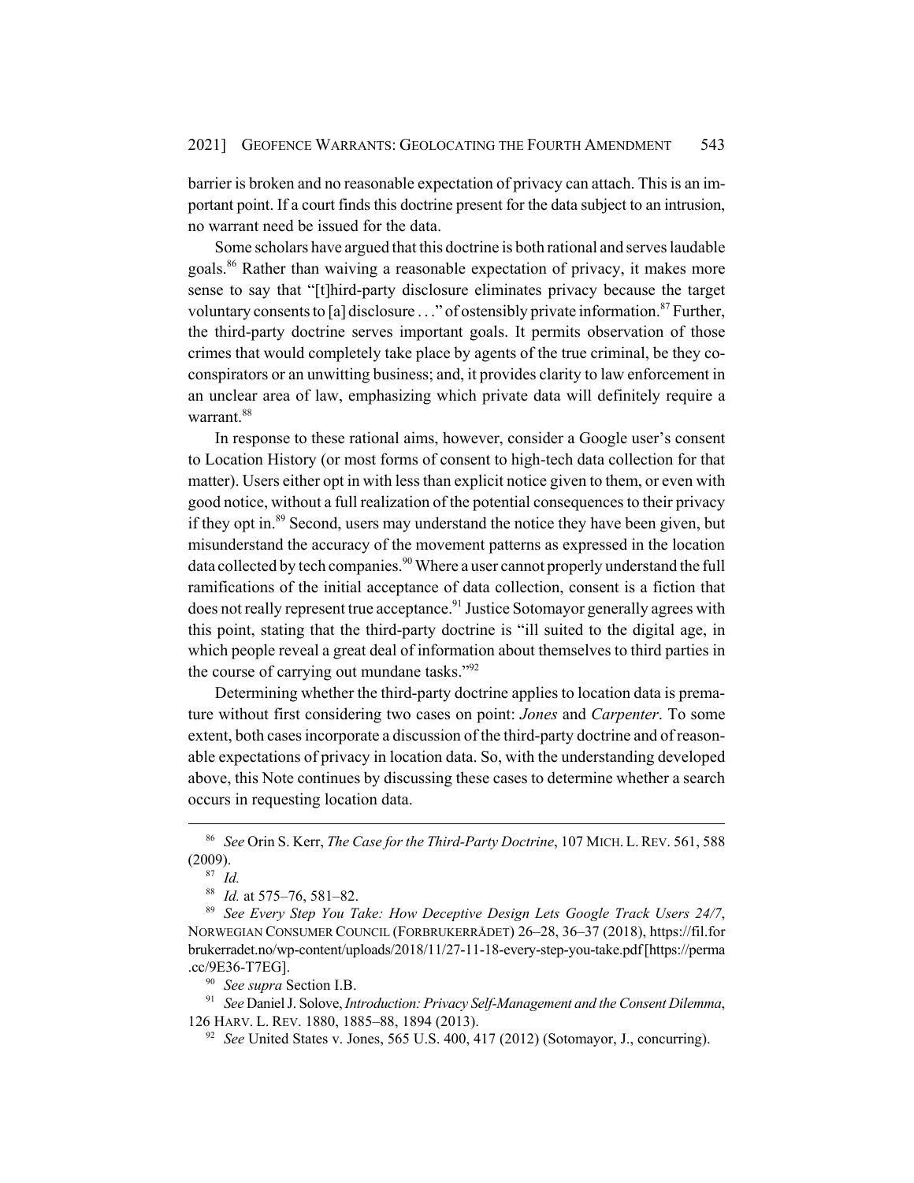barrier is broken and no reasonable expectation of privacy can attach. This is an important point. If a court finds this doctrine present for the data subject to an intrusion, no warrant need be issued for the data.

Some scholars have argued that this doctrine is both rational and serves laudable goals.[86] Rather than waiving a reasonable expectation of privacy, it makes more sense to say that "[t]hird-party disclosure eliminates privacy because the target voluntary consents to [a] disclosure . . ." of ostensibly private information.[87] Further, the third-party doctrine serves important goals. It permits observation of those crimes that would completely take place by agents of the true criminal, be they co-conspirators or an unwitting business; and, it provides clarity to law enforcement in an unclear area of law, emphasizing which private data will definitely require a warrant.[88]

In response to these rational aims, however, consider a Google user's consent to Location History (or most forms of consent to high-tech data collection for that matter). Users either opt in with less than explicit notice given to them, or even with good notice, without a full realization of the potential consequences to their privacy if they opt in.[89] Second, users may understand the notice they have been given, but misunderstand the accuracy of the movement patterns as expressed in the location data collected by tech companies.[90] Where a user cannot properly understand the full ramifications of the initial acceptance of data collection, consent is a fiction that does not really represent true acceptance.[91] Justice Sotomayor generally agrees with this point, stating that the third-party doctrine is "ill suited to the digital age, in which people reveal a great deal of information about themselves to third parties in the course of carrying out mundane tasks."[92]

Determining whether the third-party doctrine applies to location data is premature without first considering two cases on point: *Jones* and *Carpenter*. To some extent, both cases incorporate a discussion of the third-party doctrine and of reasonable expectations of privacy in location data. So, with the understanding developed above, this Note continues by discussing these cases to determine whether a search occurs in requesting location data.

---

[86] *See* Orin S. Kerr, *The Case for the Third-Party Doctrine*, 107 MICH. L. REV. 561, 588 (2009).

[87] *Id.*

[88] *Id.* at 575–76, 581–82.

[89] *See Every Step You Take: How Deceptive Design Lets Google Track Users 24/7*, NORWEGIAN CONSUMER COUNCIL (FORBRUKERRÅDET) 26–28, 36–37 (2018), https://fil.forbrukerradet.no/wp-content/uploads/2018/11/27-11-18-every-step-you-take.pdf [https://perma.cc/9E36-T7EG].

[90] *See supra* Section I.B.

[91] *See* Daniel J. Solove, *Introduction: Privacy Self-Management and the Consent Dilemma*, 126 HARV. L. REV. 1880, 1885–88, 1894 (2013).

[92] *See* United States v. Jones, 565 U.S. 400, 417 (2012) (Sotomayor, J., concurring).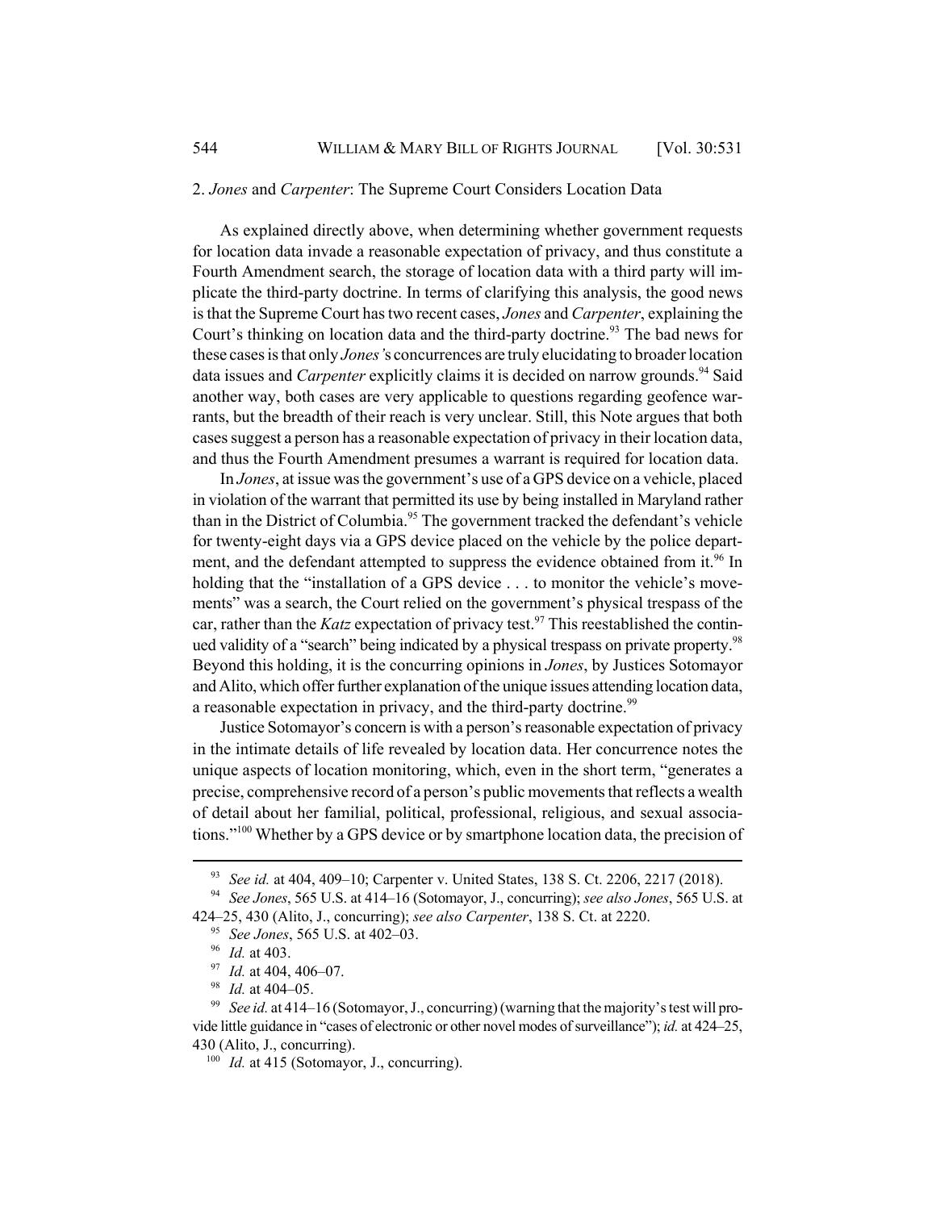### 2. *Jones* and *Carpenter*: The Supreme Court Considers Location Data

As explained directly above, when determining whether government requests for location data invade a reasonable expectation of privacy, and thus constitute a Fourth Amendment search, the storage of location data with a third party will implicate the third-party doctrine. In terms of clarifying this analysis, the good news is that the Supreme Court has two recent cases, *Jones* and *Carpenter*, explaining the Court's thinking on location data and the third-party doctrine.[93] The bad news for these cases is that only *Jones's* concurrences are truly elucidating to broader location data issues and *Carpenter* explicitly claims it is decided on narrow grounds.[94] Said another way, both cases are very applicable to questions regarding geofence warrants, but the breadth of their reach is very unclear. Still, this Note argues that both cases suggest a person has a reasonable expectation of privacy in their location data, and thus the Fourth Amendment presumes a warrant is required for location data.

In *Jones*, at issue was the government's use of a GPS device on a vehicle, placed in violation of the warrant that permitted its use by being installed in Maryland rather than in the District of Columbia.[95] The government tracked the defendant's vehicle for twenty-eight days via a GPS device placed on the vehicle by the police department, and the defendant attempted to suppress the evidence obtained from it.[96] In holding that the "installation of a GPS device . . . to monitor the vehicle's movements" was a search, the Court relied on the government's physical trespass of the car, rather than the *Katz* expectation of privacy test.[97] This reestablished the continued validity of a "search" being indicated by a physical trespass on private property.[98] Beyond this holding, it is the concurring opinions in *Jones*, by Justices Sotomayor and Alito, which offer further explanation of the unique issues attending location data, a reasonable expectation in privacy, and the third-party doctrine.[99]

Justice Sotomayor's concern is with a person's reasonable expectation of privacy in the intimate details of life revealed by location data. Her concurrence notes the unique aspects of location monitoring, which, even in the short term, "generates a precise, comprehensive record of a person's public movements that reflects a wealth of detail about her familial, political, professional, religious, and sexual associations."[100] Whether by a GPS device or by smartphone location data, the precision of

---

[93] *See id.* at 404, 409–10; Carpenter v. United States, 138 S. Ct. 2206, 2217 (2018).

[94] *See Jones*, 565 U.S. at 414–16 (Sotomayor, J., concurring); *see also Jones*, 565 U.S. at 424–25, 430 (Alito, J., concurring); *see also Carpenter*, 138 S. Ct. at 2220.

[95] *See Jones*, 565 U.S. at 402–03.

[96] *Id.* at 403.

[97] *Id.* at 404, 406–07.

[98] *Id.* at 404–05.

[99] *See id.* at 414–16 (Sotomayor, J., concurring) (warning that the majority's test will provide little guidance in "cases of electronic or other novel modes of surveillance"); *id.* at 424–25, 430 (Alito, J., concurring).

[100] *Id.* at 415 (Sotomayor, J., concurring).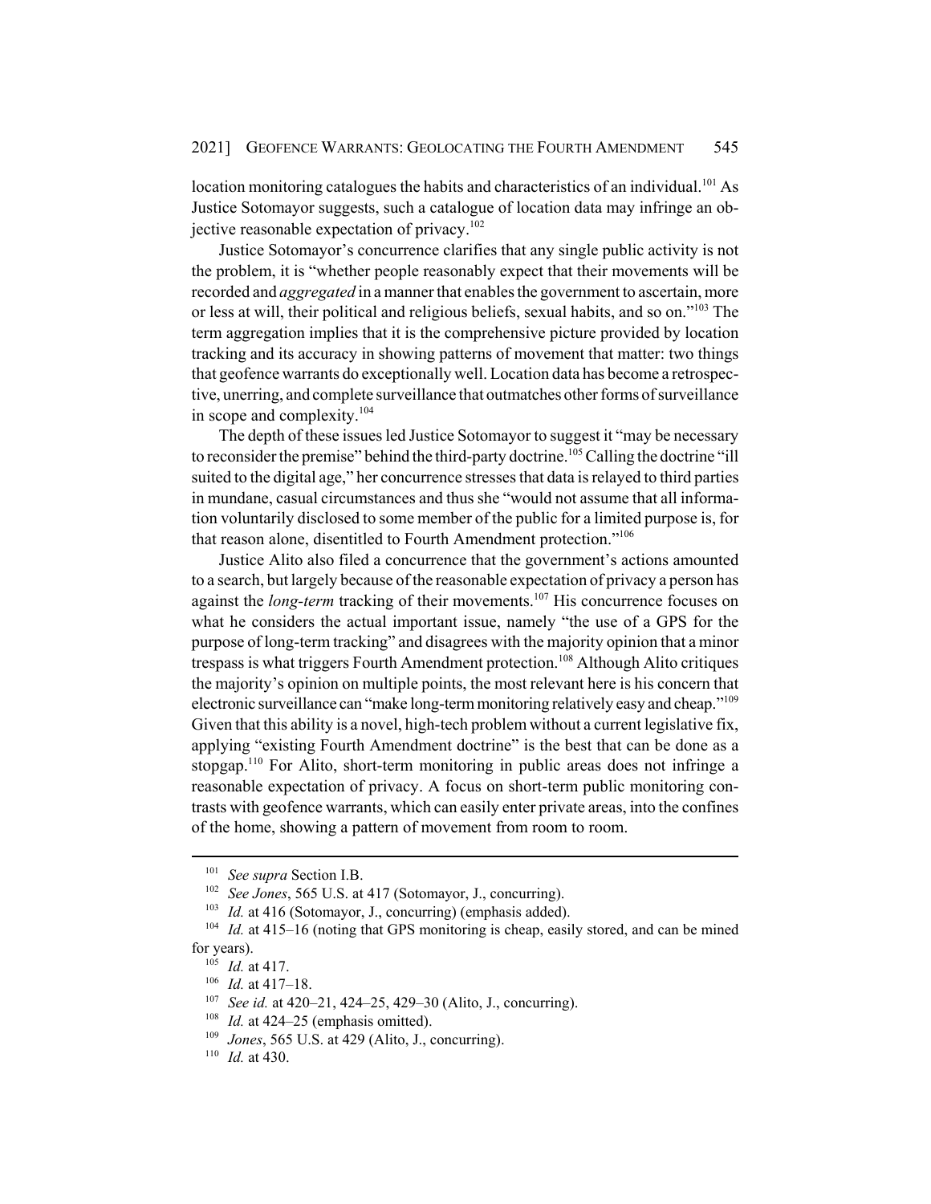location monitoring catalogues the habits and characteristics of an individual.[101] As Justice Sotomayor suggests, such a catalogue of location data may infringe an objective reasonable expectation of privacy.[102]

Justice Sotomayor's concurrence clarifies that any single public activity is not the problem, it is "whether people reasonably expect that their movements will be recorded and *aggregated* in a manner that enables the government to ascertain, more or less at will, their political and religious beliefs, sexual habits, and so on."[103] The term aggregation implies that it is the comprehensive picture provided by location tracking and its accuracy in showing patterns of movement that matter: two things that geofence warrants do exceptionally well. Location data has become a retrospective, unerring, and complete surveillance that outmatches other forms of surveillance in scope and complexity.[104]

The depth of these issues led Justice Sotomayor to suggest it "may be necessary to reconsider the premise" behind the third-party doctrine.[105] Calling the doctrine "ill suited to the digital age," her concurrence stresses that data is relayed to third parties in mundane, casual circumstances and thus she "would not assume that all information voluntarily disclosed to some member of the public for a limited purpose is, for that reason alone, disentitled to Fourth Amendment protection."[106]

Justice Alito also filed a concurrence that the government's actions amounted to a search, but largely because of the reasonable expectation of privacy a person has against the *long-term* tracking of their movements.[107] His concurrence focuses on what he considers the actual important issue, namely "the use of a GPS for the purpose of long-term tracking" and disagrees with the majority opinion that a minor trespass is what triggers Fourth Amendment protection.[108] Although Alito critiques the majority's opinion on multiple points, the most relevant here is his concern that electronic surveillance can "make long-term monitoring relatively easy and cheap."[109] Given that this ability is a novel, high-tech problem without a current legislative fix, applying "existing Fourth Amendment doctrine" is the best that can be done as a stopgap.[110] For Alito, short-term monitoring in public areas does not infringe a reasonable expectation of privacy. A focus on short-term public monitoring contrasts with geofence warrants, which can easily enter private areas, into the confines of the home, showing a pattern of movement from room to room.

---

[101] *See supra* Section I.B.

[102] *See Jones*, 565 U.S. at 417 (Sotomayor, J., concurring).

[103] *Id.* at 416 (Sotomayor, J., concurring) (emphasis added).

[104] *Id.* at 415–16 (noting that GPS monitoring is cheap, easily stored, and can be mined for years).

[105] *Id.* at 417.

[106] *Id.* at 417–18.

[107] *See id.* at 420–21, 424–25, 429–30 (Alito, J., concurring).

[108] *Id.* at 424–25 (emphasis omitted).

[109] *Jones*, 565 U.S. at 429 (Alito, J., concurring).

[110] *Id.* at 430.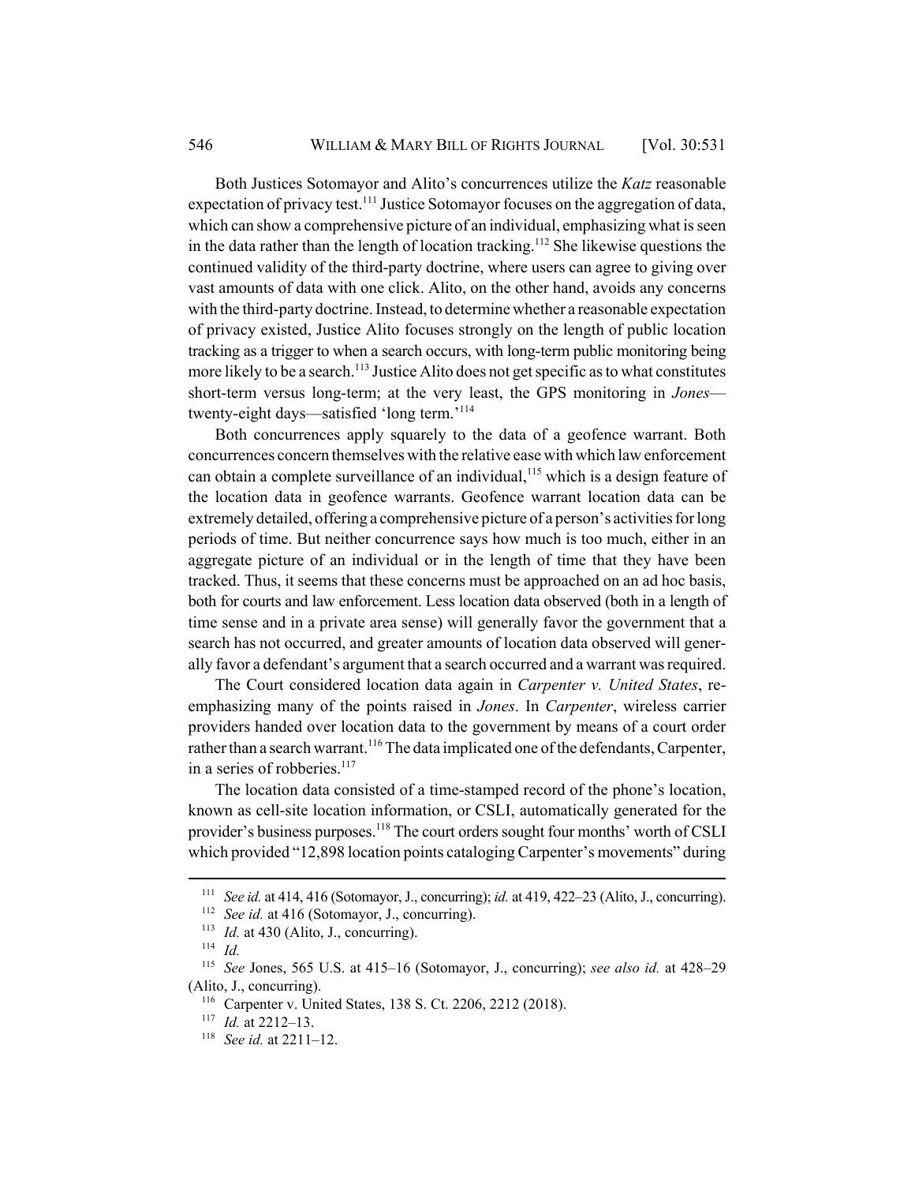Both Justices Sotomayor and Alito's concurrences utilize the *Katz* reasonable expectation of privacy test.[111] Justice Sotomayor focuses on the aggregation of data, which can show a comprehensive picture of an individual, emphasizing what is seen in the data rather than the length of location tracking.[112] She likewise questions the continued validity of the third-party doctrine, where users can agree to giving over vast amounts of data with one click. Alito, on the other hand, avoids any concerns with the third-party doctrine. Instead, to determine whether a reasonable expectation of privacy existed, Justice Alito focuses strongly on the length of public location tracking as a trigger to when a search occurs, with long-term public monitoring being more likely to be a search.[113] Justice Alito does not get specific as to what constitutes short-term versus long-term; at the very least, the GPS monitoring in *Jones*—twenty-eight days—satisfied 'long term.'[114]

Both concurrences apply squarely to the data of a geofence warrant. Both concurrences concern themselves with the relative ease with which law enforcement can obtain a complete surveillance of an individual,[115] which is a design feature of the location data in geofence warrants. Geofence warrant location data can be extremely detailed, offering a comprehensive picture of a person's activities for long periods of time. But neither concurrence says how much is too much, either in an aggregate picture of an individual or in the length of time that they have been tracked. Thus, it seems that these concerns must be approached on an ad hoc basis, both for courts and law enforcement. Less location data observed (both in a length of time sense and in a private area sense) will generally favor the government that a search has not occurred, and greater amounts of location data observed will generally favor a defendant's argument that a search occurred and a warrant was required.

The Court considered location data again in *Carpenter v. United States*, re-emphasizing many of the points raised in *Jones*. In *Carpenter*, wireless carrier providers handed over location data to the government by means of a court order rather than a search warrant.[116] The data implicated one of the defendants, Carpenter, in a series of robberies.[117]

The location data consisted of a time-stamped record of the phone's location, known as cell-site location information, or CSLI, automatically generated for the provider's business purposes.[118] The court orders sought four months' worth of CSLI which provided "12,898 location points cataloging Carpenter's movements" during

---

[111] *See id.* at 414, 416 (Sotomayor, J., concurring); *id.* at 419, 422–23 (Alito, J., concurring).

[112] *See id.* at 416 (Sotomayor, J., concurring).

[113] *Id.* at 430 (Alito, J., concurring).

[114] *Id.*

[115] *See* Jones, 565 U.S. at 415–16 (Sotomayor, J., concurring); *see also id.* at 428–29 (Alito, J., concurring).

[116] Carpenter v. United States, 138 S. Ct. 2206, 2212 (2018).

[117] *Id.* at 2212–13.

[118] *See id.* at 2211–12.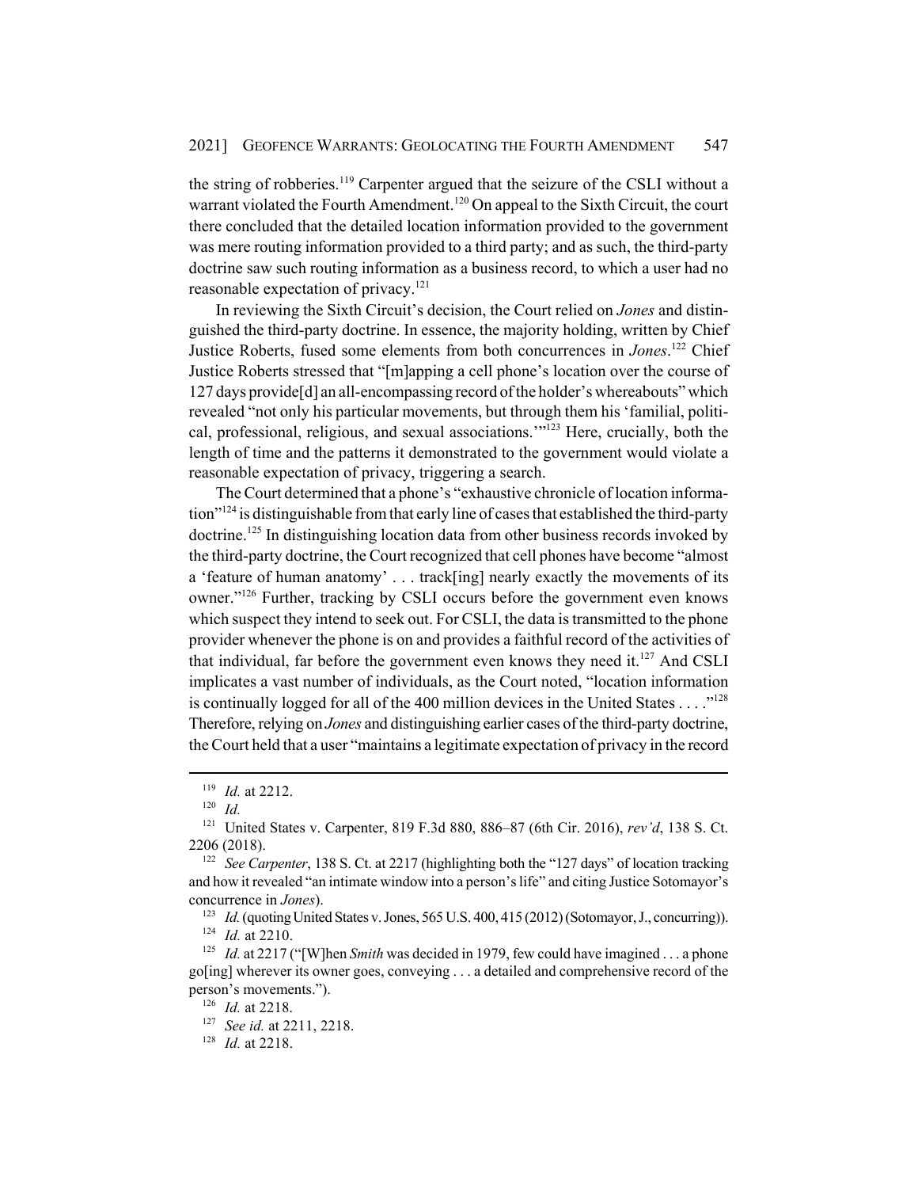the string of robberies.[119] Carpenter argued that the seizure of the CSLI without a warrant violated the Fourth Amendment.[120] On appeal to the Sixth Circuit, the court there concluded that the detailed location information provided to the government was mere routing information provided to a third party; and as such, the third-party doctrine saw such routing information as a business record, to which a user had no reasonable expectation of privacy.[121]

In reviewing the Sixth Circuit's decision, the Court relied on *Jones* and distinguished the third-party doctrine. In essence, the majority holding, written by Chief Justice Roberts, fused some elements from both concurrences in *Jones*.[122] Chief Justice Roberts stressed that "[m]apping a cell phone's location over the course of 127 days provide[d] an all-encompassing record of the holder's whereabouts" which revealed "not only his particular movements, but through them his 'familial, political, professional, religious, and sexual associations.'"[123] Here, crucially, both the length of time and the patterns it demonstrated to the government would violate a reasonable expectation of privacy, triggering a search.

The Court determined that a phone's "exhaustive chronicle of location information"[124] is distinguishable from that early line of cases that established the third-party doctrine.[125] In distinguishing location data from other business records invoked by the third-party doctrine, the Court recognized that cell phones have become "almost a 'feature of human anatomy' . . . track[ing] nearly exactly the movements of its owner."[126] Further, tracking by CSLI occurs before the government even knows which suspect they intend to seek out. For CSLI, the data is transmitted to the phone provider whenever the phone is on and provides a faithful record of the activities of that individual, far before the government even knows they need it.[127] And CSLI implicates a vast number of individuals, as the Court noted, "location information is continually logged for all of the 400 million devices in the United States . . . ."[128] Therefore, relying on *Jones* and distinguishing earlier cases of the third-party doctrine, the Court held that a user "maintains a legitimate expectation of privacy in the record

---

[119] *Id.* at 2212.

[120] *Id.*

[121] United States v. Carpenter, 819 F.3d 880, 886–87 (6th Cir. 2016), *rev'd*, 138 S. Ct. 2206 (2018).

[122] *See Carpenter*, 138 S. Ct. at 2217 (highlighting both the "127 days" of location tracking and how it revealed "an intimate window into a person's life" and citing Justice Sotomayor's concurrence in *Jones*).

[123] *Id.* (quoting United States v. Jones, 565 U.S. 400, 415 (2012) (Sotomayor, J., concurring)).

[124] *Id.* at 2210.

[125] *Id.* at 2217 ("[W]hen *Smith* was decided in 1979, few could have imagined . . . a phone go[ing] wherever its owner goes, conveying . . . a detailed and comprehensive record of the person's movements.").

[126] *Id.* at 2218.

[127] *See id.* at 2211, 2218.

[128] *Id.* at 2218.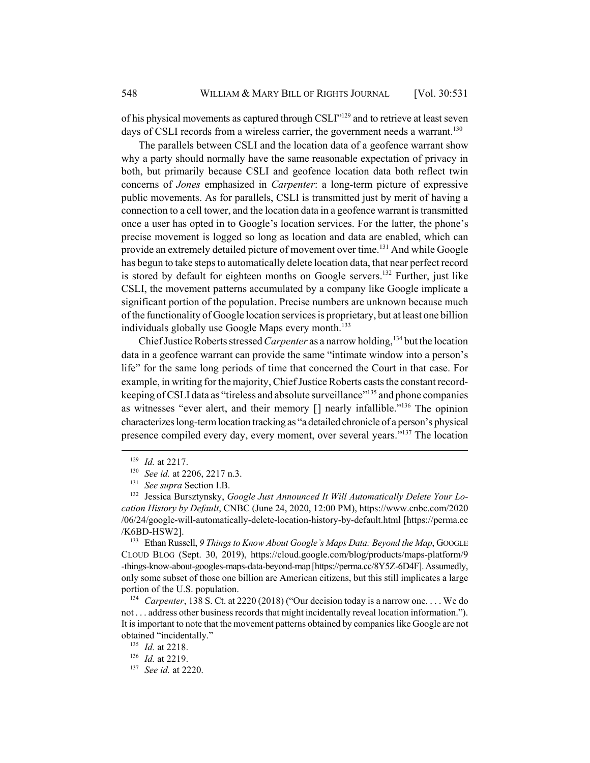of his physical movements as captured through CSLI"[129] and to retrieve at least seven days of CSLI records from a wireless carrier, the government needs a warrant.[130]

The parallels between CSLI and the location data of a geofence warrant show why a party should normally have the same reasonable expectation of privacy in both, but primarily because CSLI and geofence location data both reflect twin concerns of *Jones* emphasized in *Carpenter*: a long-term picture of expressive public movements. As for parallels, CSLI is transmitted just by merit of having a connection to a cell tower, and the location data in a geofence warrant is transmitted once a user has opted in to Google's location services. For the latter, the phone's precise movement is logged so long as location and data are enabled, which can provide an extremely detailed picture of movement over time.[131] And while Google has begun to take steps to automatically delete location data, that near perfect record is stored by default for eighteen months on Google servers.[132] Further, just like CSLI, the movement patterns accumulated by a company like Google implicate a significant portion of the population. Precise numbers are unknown because much of the functionality of Google location services is proprietary, but at least one billion individuals globally use Google Maps every month.[133]

Chief Justice Roberts stressed *Carpenter* as a narrow holding,[134] but the location data in a geofence warrant can provide the same "intimate window into a person's life" for the same long periods of time that concerned the Court in that case. For example, in writing for the majority, Chief Justice Roberts casts the constant record-keeping of CSLI data as "tireless and absolute surveillance"[135] and phone companies as witnesses "ever alert, and their memory [] nearly infallible."[136] The opinion characterizes long-term location tracking as "a detailed chronicle of a person's physical presence compiled every day, every moment, over several years."[137] The location

---

[129] *Id.* at 2217.

[130] *See id.* at 2206, 2217 n.3.

[131] *See supra* Section I.B.

[132] Jessica Bursztynsky, *Google Just Announced It Will Automatically Delete Your Location History by Default*, CNBC (June 24, 2020, 12:00 PM), https://www.cnbc.com/2020/06/24/google-will-automatically-delete-location-history-by-default.html [https://perma.cc/K6BD-HSW2].

[133] Ethan Russell, *9 Things to Know About Google's Maps Data: Beyond the Map*, GOOGLE CLOUD BLOG (Sept. 30, 2019), https://cloud.google.com/blog/products/maps-platform/9-things-know-about-googles-maps-data-beyond-map [https://perma.cc/8Y5Z-6D4F]. Assumedly, only some subset of those one billion are American citizens, but this still implicates a large portion of the U.S. population.

[134] *Carpenter*, 138 S. Ct. at 2220 (2018) ("Our decision today is a narrow one. . . . We do not . . . address other business records that might incidentally reveal location information."). It is important to note that the movement patterns obtained by companies like Google are not obtained "incidentally."

[135] *Id.* at 2218.

[136] *Id.* at 2219.

[137] *See id.* at 2220.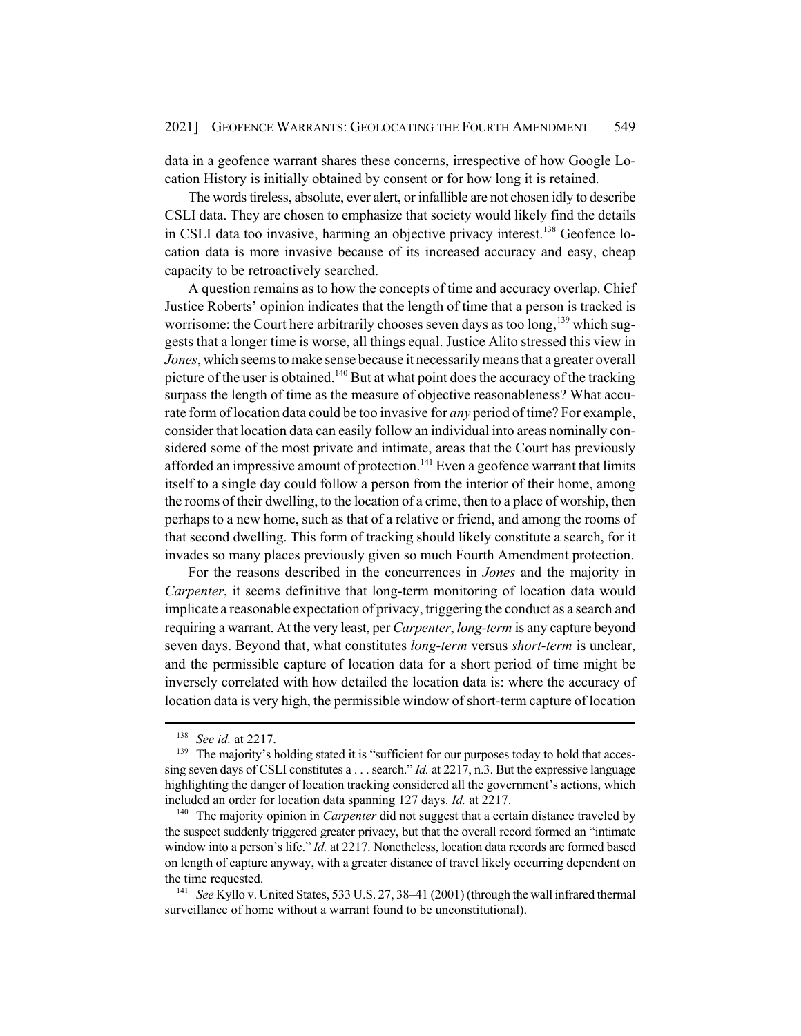data in a geofence warrant shares these concerns, irrespective of how Google Location History is initially obtained by consent or for how long it is retained.

The words tireless, absolute, ever alert, or infallible are not chosen idly to describe CSLI data. They are chosen to emphasize that society would likely find the details in CSLI data too invasive, harming an objective privacy interest.[138] Geofence location data is more invasive because of its increased accuracy and easy, cheap capacity to be retroactively searched.

A question remains as to how the concepts of time and accuracy overlap. Chief Justice Roberts' opinion indicates that the length of time that a person is tracked is worrisome: the Court here arbitrarily chooses seven days as too long,[139] which suggests that a longer time is worse, all things equal. Justice Alito stressed this view in *Jones*, which seems to make sense because it necessarily means that a greater overall picture of the user is obtained.[140] But at what point does the accuracy of the tracking surpass the length of time as the measure of objective reasonableness? What accurate form of location data could be too invasive for *any* period of time? For example, consider that location data can easily follow an individual into areas nominally considered some of the most private and intimate, areas that the Court has previously afforded an impressive amount of protection.[141] Even a geofence warrant that limits itself to a single day could follow a person from the interior of their home, among the rooms of their dwelling, to the location of a crime, then to a place of worship, then perhaps to a new home, such as that of a relative or friend, and among the rooms of that second dwelling. This form of tracking should likely constitute a search, for it invades so many places previously given so much Fourth Amendment protection.

For the reasons described in the concurrences in *Jones* and the majority in *Carpenter*, it seems definitive that long-term monitoring of location data would implicate a reasonable expectation of privacy, triggering the conduct as a search and requiring a warrant. At the very least, per *Carpenter*, *long-term* is any capture beyond seven days. Beyond that, what constitutes *long-term* versus *short-term* is unclear, and the permissible capture of location data for a short period of time might be inversely correlated with how detailed the location data is: where the accuracy of location data is very high, the permissible window of short-term capture of location

---

[138] *See id.* at 2217.

[139] The majority's holding stated it is "sufficient for our purposes today to hold that accessing seven days of CSLI constitutes a . . . search." *Id.* at 2217, n.3. But the expressive language highlighting the danger of location tracking considered all the government's actions, which included an order for location data spanning 127 days. *Id.* at 2217.

[140] The majority opinion in *Carpenter* did not suggest that a certain distance traveled by the suspect suddenly triggered greater privacy, but that the overall record formed an "intimate window into a person's life." *Id.* at 2217. Nonetheless, location data records are formed based on length of capture anyway, with a greater distance of travel likely occurring dependent on the time requested.

[141] *See* Kyllo v. United States, 533 U.S. 27, 38–41 (2001) (through the wall infrared thermal surveillance of home without a warrant found to be unconstitutional).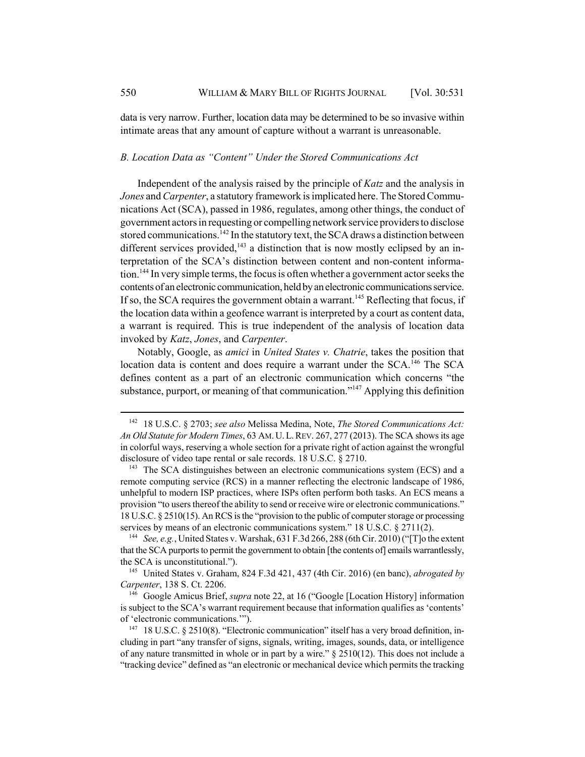data is very narrow. Further, location data may be determined to be so invasive within intimate areas that any amount of capture without a warrant is unreasonable.

### *B. Location Data as "Content" Under the Stored Communications Act*

Independent of the analysis raised by the principle of *Katz* and the analysis in *Jones* and *Carpenter*, a statutory framework is implicated here. The Stored Communications Act (SCA), passed in 1986, regulates, among other things, the conduct of government actors in requesting or compelling network service providers to disclose stored communications.[142] In the statutory text, the SCA draws a distinction between different services provided,[143] a distinction that is now mostly eclipsed by an interpretation of the SCA's distinction between content and non-content information.[144] In very simple terms, the focus is often whether a government actor seeks the contents of an electronic communication, held by an electronic communications service. If so, the SCA requires the government obtain a warrant.[145] Reflecting that focus, if the location data within a geofence warrant is interpreted by a court as content data, a warrant is required. This is true independent of the analysis of location data invoked by *Katz*, *Jones*, and *Carpenter*.

Notably, Google, as *amici* in *United States v. Chatrie*, takes the position that location data is content and does require a warrant under the SCA.[146] The SCA defines content as a part of an electronic communication which concerns "the substance, purport, or meaning of that communication."[147] Applying this definition

---

[142] 18 U.S.C. § 2703; *see also* Melissa Medina, Note, *The Stored Communications Act: An Old Statute for Modern Times*, 63 AM. U. L. REV. 267, 277 (2013). The SCA shows its age in colorful ways, reserving a whole section for a private right of action against the wrongful disclosure of video tape rental or sale records. 18 U.S.C. § 2710.

[143] The SCA distinguishes between an electronic communications system (ECS) and a remote computing service (RCS) in a manner reflecting the electronic landscape of 1986, unhelpful to modern ISP practices, where ISPs often perform both tasks. An ECS means a provision "to users thereof the ability to send or receive wire or electronic communications." 18 U.S.C. § 2510(15). An RCS is the "provision to the public of computer storage or processing services by means of an electronic communications system." 18 U.S.C. § 2711(2).

[144] *See, e.g.*, United States v. Warshak, 631 F.3d 266, 288 (6th Cir. 2010) ("[T]o the extent that the SCA purports to permit the government to obtain [the contents of] emails warrantlessly, the SCA is unconstitutional.").

[145] United States v. Graham, 824 F.3d 421, 437 (4th Cir. 2016) (en banc), *abrogated by Carpenter*, 138 S. Ct. 2206.

[146] Google Amicus Brief, *supra* note 22, at 16 ("Google [Location History] information is subject to the SCA's warrant requirement because that information qualifies as 'contents' of 'electronic communications.'").

[147] 18 U.S.C. § 2510(8). "Electronic communication" itself has a very broad definition, including in part "any transfer of signs, signals, writing, images, sounds, data, or intelligence of any nature transmitted in whole or in part by a wire." § 2510(12). This does not include a "tracking device" defined as "an electronic or mechanical device which permits the tracking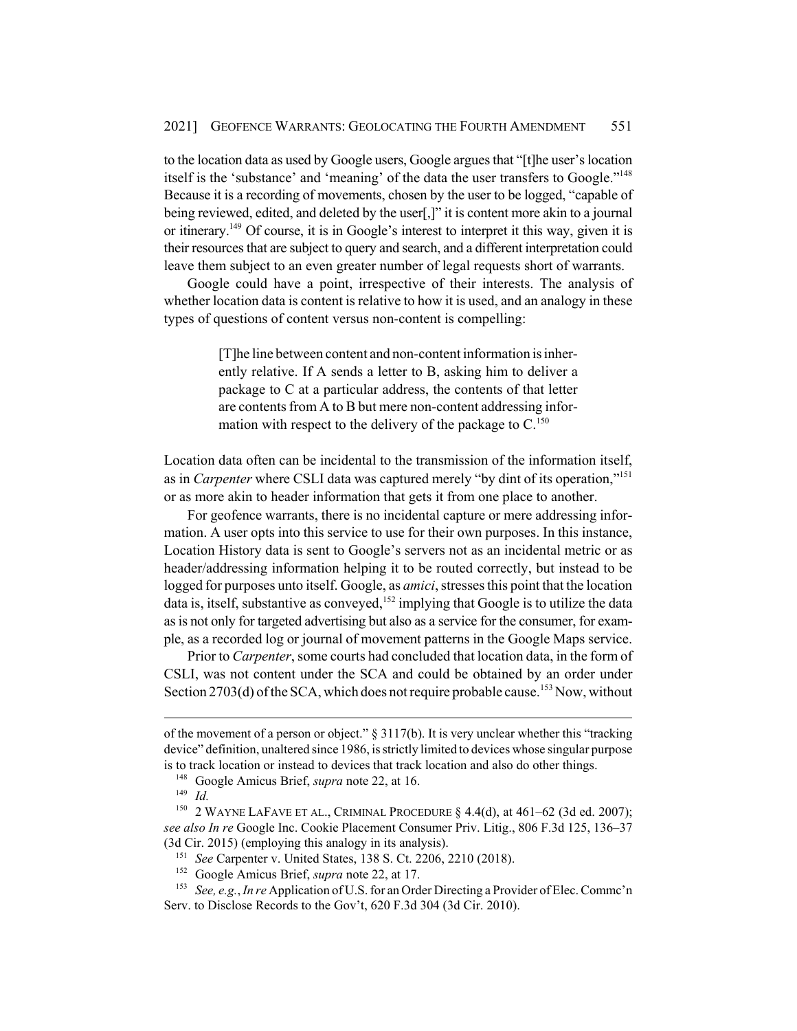to the location data as used by Google users, Google argues that "[t]he user's location itself is the 'substance' and 'meaning' of the data the user transfers to Google."[148] Because it is a recording of movements, chosen by the user to be logged, "capable of being reviewed, edited, and deleted by the user[,]" it is content more akin to a journal or itinerary.[149] Of course, it is in Google's interest to interpret it this way, given it is their resources that are subject to query and search, and a different interpretation could leave them subject to an even greater number of legal requests short of warrants.

Google could have a point, irrespective of their interests. The analysis of whether location data is content is relative to how it is used, and an analogy in these types of questions of content versus non-content is compelling:

> [T]he line between content and non-content information is inherently relative. If A sends a letter to B, asking him to deliver a package to C at a particular address, the contents of that letter are contents from A to B but mere non-content addressing information with respect to the delivery of the package to C.[150]

Location data often can be incidental to the transmission of the information itself, as in *Carpenter* where CSLI data was captured merely "by dint of its operation,"[151] or as more akin to header information that gets it from one place to another.

For geofence warrants, there is no incidental capture or mere addressing information. A user opts into this service to use for their own purposes. In this instance, Location History data is sent to Google's servers not as an incidental metric or as header/addressing information helping it to be routed correctly, but instead to be logged for purposes unto itself. Google, as *amici*, stresses this point that the location data is, itself, substantive as conveyed,[152] implying that Google is to utilize the data as is not only for targeted advertising but also as a service for the consumer, for example, as a recorded log or journal of movement patterns in the Google Maps service.

Prior to *Carpenter*, some courts had concluded that location data, in the form of CSLI, was not content under the SCA and could be obtained by an order under Section 2703(d) of the SCA, which does not require probable cause.[153] Now, without

---

of the movement of a person or object." § 3117(b). It is very unclear whether this "tracking device" definition, unaltered since 1986, is strictly limited to devices whose singular purpose is to track location or instead to devices that track location and also do other things.

[148] Google Amicus Brief, *supra* note 22, at 16.

[149] *Id.*

[150] 2 WAYNE LAFAVE ET AL., CRIMINAL PROCEDURE § 4.4(d), at 461–62 (3d ed. 2007); *see also In re* Google Inc. Cookie Placement Consumer Priv. Litig., 806 F.3d 125, 136–37 (3d Cir. 2015) (employing this analogy in its analysis).

[151] *See* Carpenter v. United States, 138 S. Ct. 2206, 2210 (2018).

[152] Google Amicus Brief, *supra* note 22, at 17.

[153] *See, e.g.*, *In re* Application of U.S. for an Order Directing a Provider of Elec. Commc'n Serv. to Disclose Records to the Gov't, 620 F.3d 304 (3d Cir. 2010).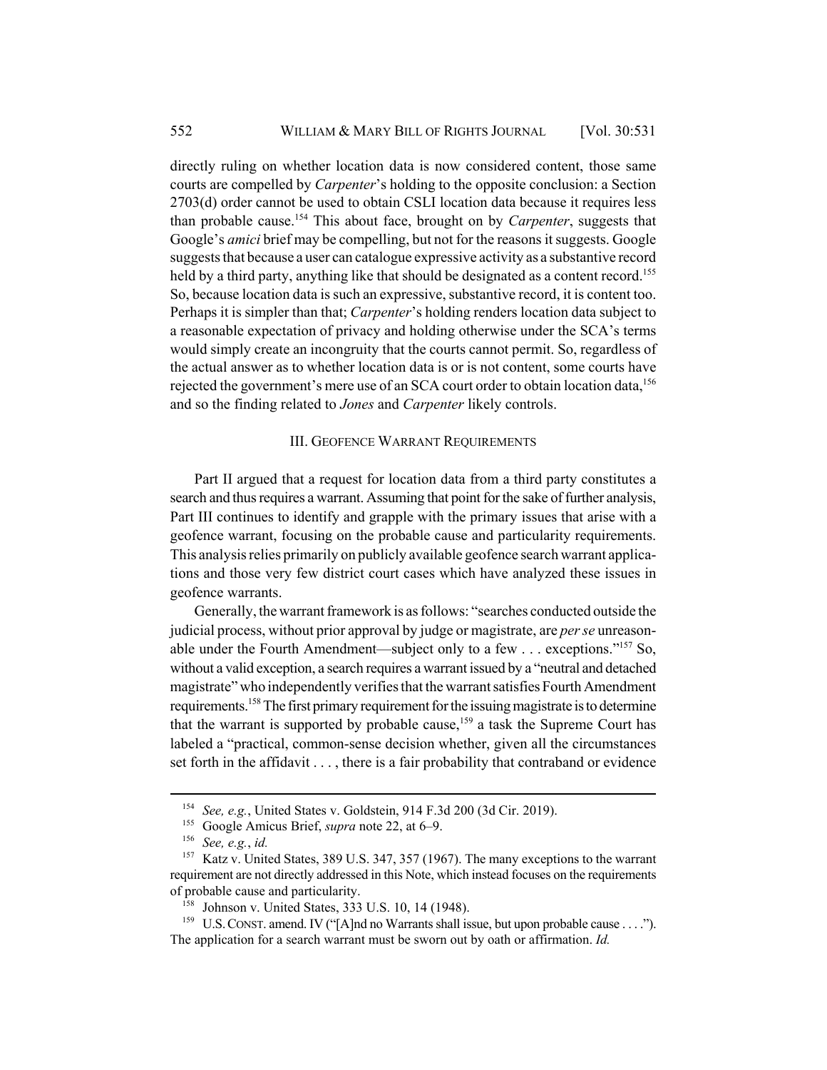directly ruling on whether location data is now considered content, those same courts are compelled by *Carpenter*'s holding to the opposite conclusion: a Section 2703(d) order cannot be used to obtain CSLI location data because it requires less than probable cause.[154] This about face, brought on by *Carpenter*, suggests that Google's *amici* brief may be compelling, but not for the reasons it suggests. Google suggests that because a user can catalogue expressive activity as a substantive record held by a third party, anything like that should be designated as a content record.[155] So, because location data is such an expressive, substantive record, it is content too. Perhaps it is simpler than that; *Carpenter*'s holding renders location data subject to a reasonable expectation of privacy and holding otherwise under the SCA's terms would simply create an incongruity that the courts cannot permit. So, regardless of the actual answer as to whether location data is or is not content, some courts have rejected the government's mere use of an SCA court order to obtain location data,[156] and so the finding related to *Jones* and *Carpenter* likely controls.

## III. GEOFENCE WARRANT REQUIREMENTS

Part II argued that a request for location data from a third party constitutes a search and thus requires a warrant. Assuming that point for the sake of further analysis, Part III continues to identify and grapple with the primary issues that arise with a geofence warrant, focusing on the probable cause and particularity requirements. This analysis relies primarily on publicly available geofence search warrant applications and those very few district court cases which have analyzed these issues in geofence warrants.

Generally, the warrant framework is as follows: "searches conducted outside the judicial process, without prior approval by judge or magistrate, are *per se* unreasonable under the Fourth Amendment—subject only to a few . . . exceptions."[157] So, without a valid exception, a search requires a warrant issued by a "neutral and detached magistrate" who independently verifies that the warrant satisfies Fourth Amendment requirements.[158] The first primary requirement for the issuing magistrate is to determine that the warrant is supported by probable cause,[159] a task the Supreme Court has labeled a "practical, common-sense decision whether, given all the circumstances set forth in the affidavit . . . , there is a fair probability that contraband or evidence

---

[154] *See, e.g.*, United States v. Goldstein, 914 F.3d 200 (3d Cir. 2019).

[155] Google Amicus Brief, *supra* note 22, at 6–9.

[156] *See, e.g.*, *id.*

[157] Katz v. United States, 389 U.S. 347, 357 (1967). The many exceptions to the warrant requirement are not directly addressed in this Note, which instead focuses on the requirements of probable cause and particularity.

[158] Johnson v. United States, 333 U.S. 10, 14 (1948).

[159] U.S. CONST. amend. IV ("[A]nd no Warrants shall issue, but upon probable cause . . . ."). The application for a search warrant must be sworn out by oath or affirmation. *Id.*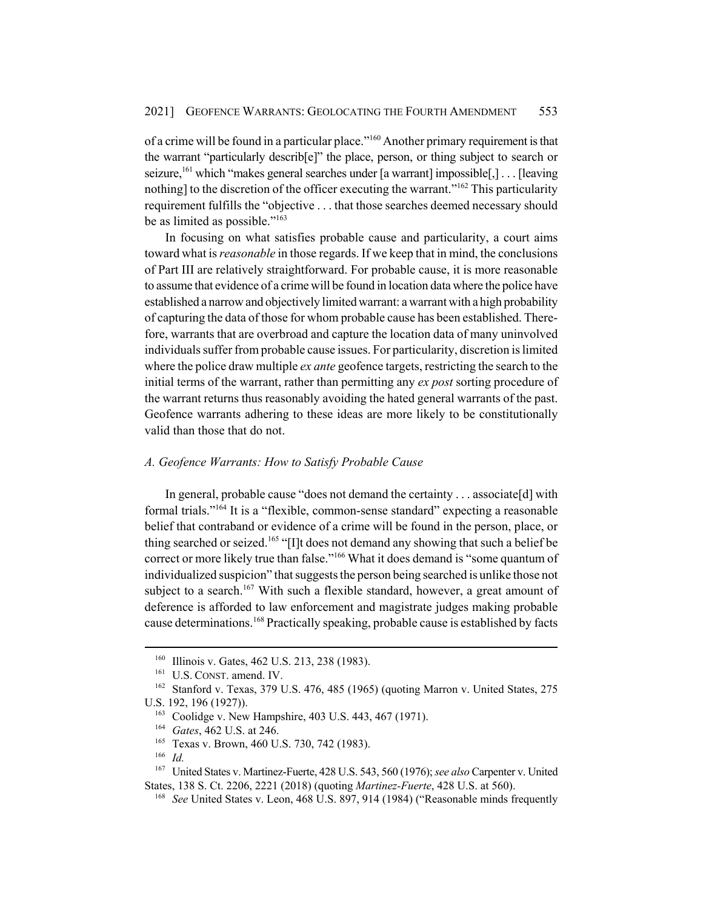of a crime will be found in a particular place."[160] Another primary requirement is that the warrant "particularly describ[e]" the place, person, or thing subject to search or seizure,[161] which "makes general searches under [a warrant] impossible[,] . . . [leaving nothing] to the discretion of the officer executing the warrant."[162] This particularity requirement fulfills the "objective . . . that those searches deemed necessary should be as limited as possible."[163]

In focusing on what satisfies probable cause and particularity, a court aims toward what is *reasonable* in those regards. If we keep that in mind, the conclusions of Part III are relatively straightforward. For probable cause, it is more reasonable to assume that evidence of a crime will be found in location data where the police have established a narrow and objectively limited warrant: a warrant with a high probability of capturing the data of those for whom probable cause has been established. Therefore, warrants that are overbroad and capture the location data of many uninvolved individuals suffer from probable cause issues. For particularity, discretion is limited where the police draw multiple *ex ante* geofence targets, restricting the search to the initial terms of the warrant, rather than permitting any *ex post* sorting procedure of the warrant returns thus reasonably avoiding the hated general warrants of the past. Geofence warrants adhering to these ideas are more likely to be constitutionally valid than those that do not.

### *A. Geofence Warrants: How to Satisfy Probable Cause*

In general, probable cause "does not demand the certainty . . . associate[d] with formal trials."[164] It is a "flexible, common-sense standard" expecting a reasonable belief that contraband or evidence of a crime will be found in the person, place, or thing searched or seized.[165] "[I]t does not demand any showing that such a belief be correct or more likely true than false."[166] What it does demand is "some quantum of individualized suspicion" that suggests the person being searched is unlike those not subject to a search.[167] With such a flexible standard, however, a great amount of deference is afforded to law enforcement and magistrate judges making probable cause determinations.[168] Practically speaking, probable cause is established by facts

---

[160] Illinois v. Gates, 462 U.S. 213, 238 (1983).

[161] U.S. CONST. amend. IV.

[162] Stanford v. Texas, 379 U.S. 476, 485 (1965) (quoting Marron v. United States, 275 U.S. 192, 196 (1927)).

[163] Coolidge v. New Hampshire, 403 U.S. 443, 467 (1971).

[164] *Gates*, 462 U.S. at 246.

[165] Texas v. Brown, 460 U.S. 730, 742 (1983).

[166] *Id.*

[167] United States v. Martinez-Fuerte, 428 U.S. 543, 560 (1976); *see also* Carpenter v. United States, 138 S. Ct. 2206, 2221 (2018) (quoting *Martinez-Fuerte*, 428 U.S. at 560).

[168] *See* United States v. Leon, 468 U.S. 897, 914 (1984) ("Reasonable minds frequently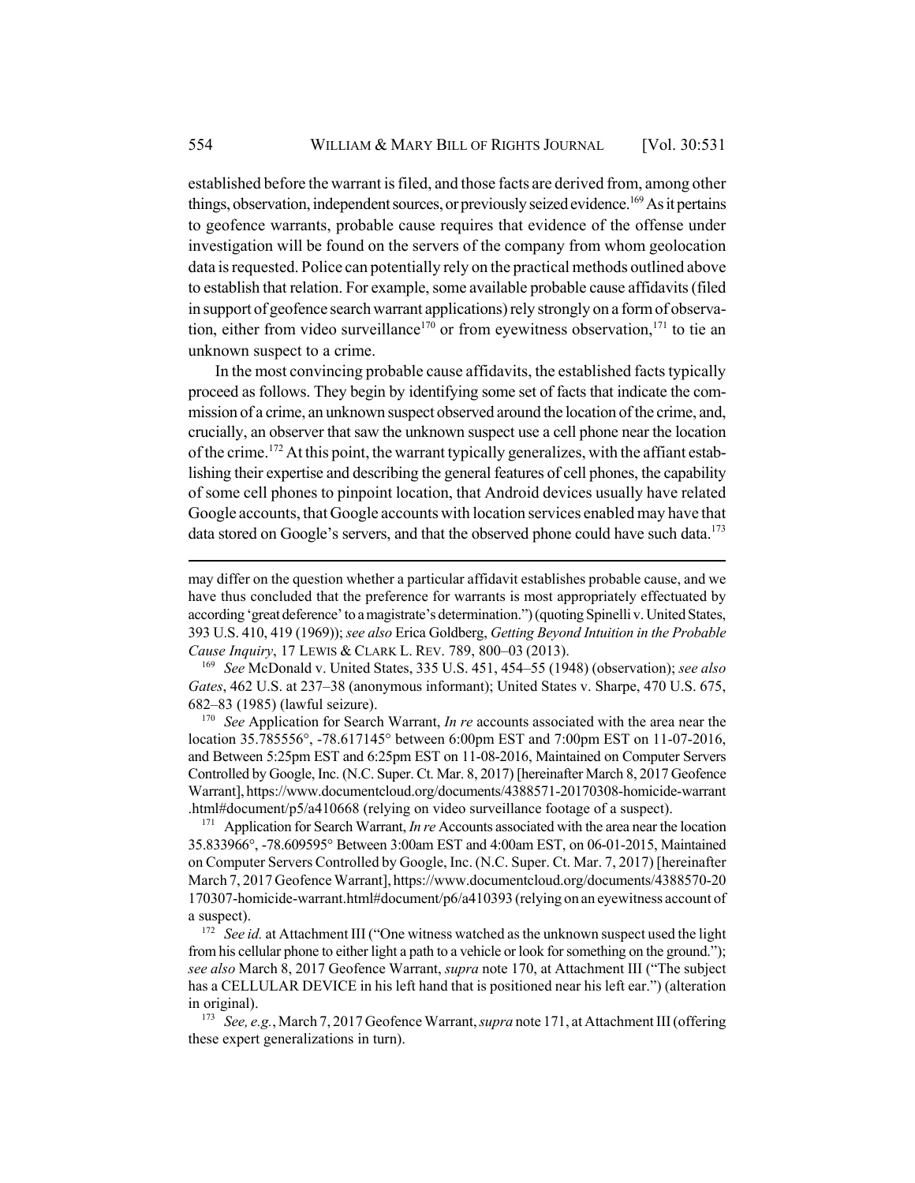established before the warrant is filed, and those facts are derived from, among other things, observation, independent sources, or previously seized evidence.[169] As it pertains to geofence warrants, probable cause requires that evidence of the offense under investigation will be found on the servers of the company from whom geolocation data is requested. Police can potentially rely on the practical methods outlined above to establish that relation. For example, some available probable cause affidavits (filed in support of geofence search warrant applications) rely strongly on a form of observation, either from video surveillance[170] or from eyewitness observation,[171] to tie an unknown suspect to a crime.

In the most convincing probable cause affidavits, the established facts typically proceed as follows. They begin by identifying some set of facts that indicate the commission of a crime, an unknown suspect observed around the location of the crime, and, crucially, an observer that saw the unknown suspect use a cell phone near the location of the crime.[172] At this point, the warrant typically generalizes, with the affiant establishing their expertise and describing the general features of cell phones, the capability of some cell phones to pinpoint location, that Android devices usually have related Google accounts, that Google accounts with location services enabled may have that data stored on Google's servers, and that the observed phone could have such data.[173]

---

may differ on the question whether a particular affidavit establishes probable cause, and we have thus concluded that the preference for warrants is most appropriately effectuated by according 'great deference' to a magistrate's determination.") (quoting Spinelli v. United States, 393 U.S. 410, 419 (1969)); *see also* Erica Goldberg, *Getting Beyond Intuition in the Probable Cause Inquiry*, 17 LEWIS & CLARK L. REV. 789, 800–03 (2013).

[169] *See* McDonald v. United States, 335 U.S. 451, 454–55 (1948) (observation); *see also Gates*, 462 U.S. at 237–38 (anonymous informant); United States v. Sharpe, 470 U.S. 675, 682–83 (1985) (lawful seizure).

[170] *See* Application for Search Warrant, *In re* accounts associated with the area near the location 35.785556°, -78.617145° between 6:00pm EST and 7:00pm EST on 11-07-2016, and Between 5:25pm EST and 6:25pm EST on 11-08-2016, Maintained on Computer Servers Controlled by Google, Inc. (N.C. Super. Ct. Mar. 8, 2017) [hereinafter March 8, 2017 Geofence Warrant], https://www.documentcloud.org/documents/4388571-20170308-homicide-warrant.html#document/p5/a410668 (relying on video surveillance footage of a suspect).

[171] Application for Search Warrant, *In re* Accounts associated with the area near the location 35.833966°, -78.609595° Between 3:00am EST and 4:00am EST, on 06-01-2015, Maintained on Computer Servers Controlled by Google, Inc. (N.C. Super. Ct. Mar. 7, 2017) [hereinafter March 7, 2017 Geofence Warrant], https://www.documentcloud.org/documents/4388570-20170307-homicide-warrant.html#document/p6/a410393 (relying on an eyewitness account of a suspect).

[172] *See id.* at Attachment III ("One witness watched as the unknown suspect used the light from his cellular phone to either light a path to a vehicle or look for something on the ground."); *see also* March 8, 2017 Geofence Warrant, *supra* note 170, at Attachment III ("The subject has a CELLULAR DEVICE in his left hand that is positioned near his left ear.") (alteration in original).

[173] *See, e.g.*, March 7, 2017 Geofence Warrant, *supra* note 171, at Attachment III (offering these expert generalizations in turn).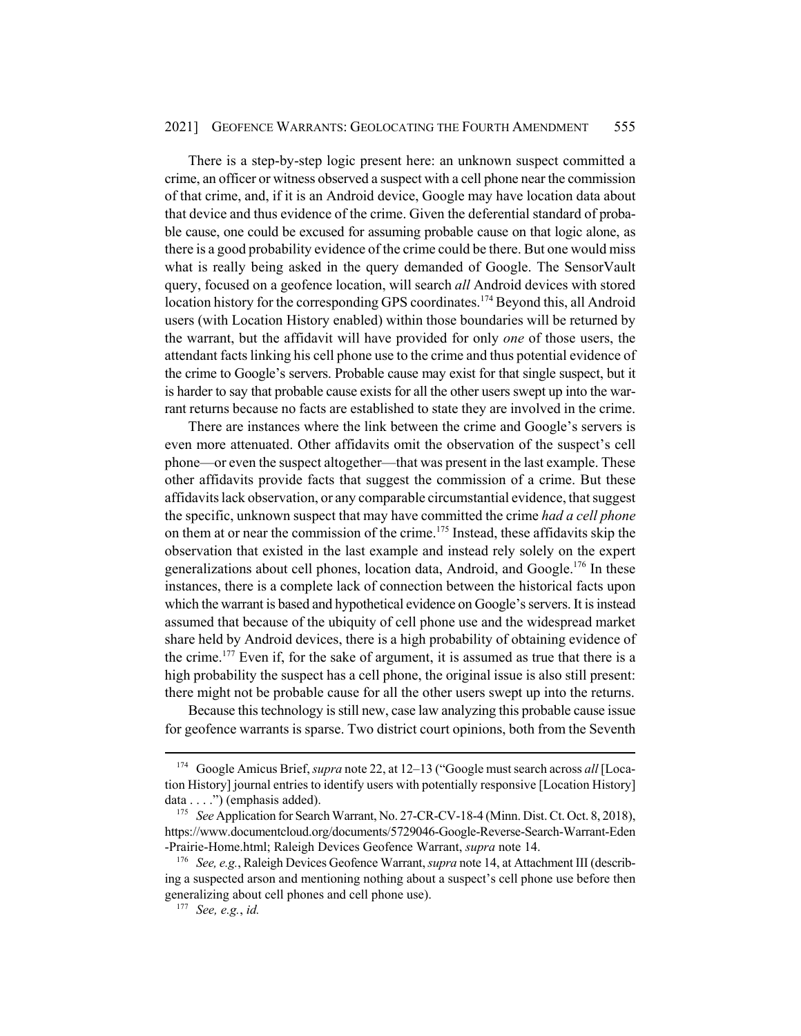There is a step-by-step logic present here: an unknown suspect committed a crime, an officer or witness observed a suspect with a cell phone near the commission of that crime, and, if it is an Android device, Google may have location data about that device and thus evidence of the crime. Given the deferential standard of probable cause, one could be excused for assuming probable cause on that logic alone, as there is a good probability evidence of the crime could be there. But one would miss what is really being asked in the query demanded of Google. The SensorVault query, focused on a geofence location, will search *all* Android devices with stored location history for the corresponding GPS coordinates.[174] Beyond this, all Android users (with Location History enabled) within those boundaries will be returned by the warrant, but the affidavit will have provided for only *one* of those users, the attendant facts linking his cell phone use to the crime and thus potential evidence of the crime to Google's servers. Probable cause may exist for that single suspect, but it is harder to say that probable cause exists for all the other users swept up into the warrant returns because no facts are established to state they are involved in the crime.

There are instances where the link between the crime and Google's servers is even more attenuated. Other affidavits omit the observation of the suspect's cell phone—or even the suspect altogether—that was present in the last example. These other affidavits provide facts that suggest the commission of a crime. But these affidavits lack observation, or any comparable circumstantial evidence, that suggest the specific, unknown suspect that may have committed the crime *had a cell phone* on them at or near the commission of the crime.[175] Instead, these affidavits skip the observation that existed in the last example and instead rely solely on the expert generalizations about cell phones, location data, Android, and Google.[176] In these instances, there is a complete lack of connection between the historical facts upon which the warrant is based and hypothetical evidence on Google's servers. It is instead assumed that because of the ubiquity of cell phone use and the widespread market share held by Android devices, there is a high probability of obtaining evidence of the crime.[177] Even if, for the sake of argument, it is assumed as true that there is a high probability the suspect has a cell phone, the original issue is also still present: there might not be probable cause for all the other users swept up into the returns.

Because this technology is still new, case law analyzing this probable cause issue for geofence warrants is sparse. Two district court opinions, both from the Seventh

---

[174] Google Amicus Brief, *supra* note 22, at 12–13 ("Google must search across *all* [Location History] journal entries to identify users with potentially responsive [Location History] data . . . .") (emphasis added).

[175] *See* Application for Search Warrant, No. 27-CR-CV-18-4 (Minn. Dist. Ct. Oct. 8, 2018), https://www.documentcloud.org/documents/5729046-Google-Reverse-Search-Warrant-Eden-Prairie-Home.html; Raleigh Devices Geofence Warrant, *supra* note 14.

[176] *See, e.g.*, Raleigh Devices Geofence Warrant, *supra* note 14, at Attachment III (describing a suspected arson and mentioning nothing about a suspect's cell phone use before then generalizing about cell phones and cell phone use).

[177] *See, e.g.*, *id.*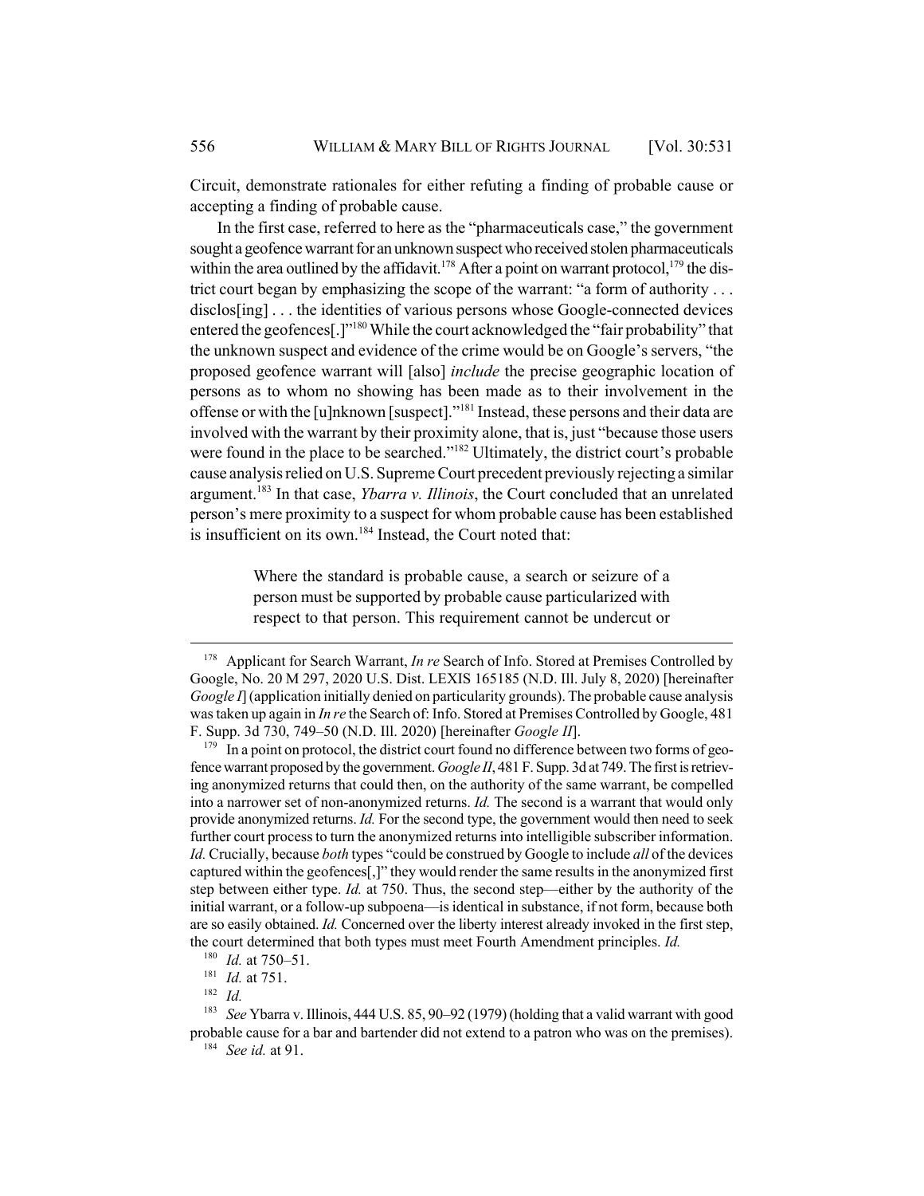Circuit, demonstrate rationales for either refuting a finding of probable cause or accepting a finding of probable cause.

In the first case, referred to here as the "pharmaceuticals case," the government sought a geofence warrant for an unknown suspect who received stolen pharmaceuticals within the area outlined by the affidavit.[178] After a point on warrant protocol,[179] the district court began by emphasizing the scope of the warrant: "a form of authority . . . disclos[ing] . . . the identities of various persons whose Google-connected devices entered the geofences[.]"[180] While the court acknowledged the "fair probability" that the unknown suspect and evidence of the crime would be on Google's servers, "the proposed geofence warrant will [also] *include* the precise geographic location of persons as to whom no showing has been made as to their involvement in the offense or with the [u]nknown [suspect]."[181] Instead, these persons and their data are involved with the warrant by their proximity alone, that is, just "because those users were found in the place to be searched."[182] Ultimately, the district court's probable cause analysis relied on U.S. Supreme Court precedent previously rejecting a similar argument.[183] In that case, *Ybarra v. Illinois*, the Court concluded that an unrelated person's mere proximity to a suspect for whom probable cause has been established is insufficient on its own.[184] Instead, the Court noted that:

> Where the standard is probable cause, a search or seizure of a person must be supported by probable cause particularized with respect to that person. This requirement cannot be undercut or

---

[178] Applicant for Search Warrant, *In re* Search of Info. Stored at Premises Controlled by Google, No. 20 M 297, 2020 U.S. Dist. LEXIS 165185 (N.D. Ill. July 8, 2020) [hereinafter *Google I*] (application initially denied on particularity grounds). The probable cause analysis was taken up again in *In re* the Search of: Info. Stored at Premises Controlled by Google, 481 F. Supp. 3d 730, 749–50 (N.D. Ill. 2020) [hereinafter *Google II*].

[179] In a point on protocol, the district court found no difference between two forms of geofence warrant proposed by the government. *Google II*, 481 F. Supp. 3d at 749. The first is retrieving anonymized returns that could then, on the authority of the same warrant, be compelled into a narrower set of non-anonymized returns. *Id.* The second is a warrant that would only provide anonymized returns. *Id.* For the second type, the government would then need to seek further court process to turn the anonymized returns into intelligible subscriber information. *Id.* Crucially, because *both* types "could be construed by Google to include *all* of the devices captured within the geofences[,]" they would render the same results in the anonymized first step between either type. *Id.* at 750. Thus, the second step—either by the authority of the initial warrant, or a follow-up subpoena—is identical in substance, if not form, because both are so easily obtained. *Id.* Concerned over the liberty interest already invoked in the first step, the court determined that both types must meet Fourth Amendment principles. *Id.*

[180] *Id.* at 750–51.

[181] *Id.* at 751.

[182] *Id.*

[183] *See* Ybarra v. Illinois, 444 U.S. 85, 90–92 (1979) (holding that a valid warrant with good probable cause for a bar and bartender did not extend to a patron who was on the premises).

[184] *See id.* at 91.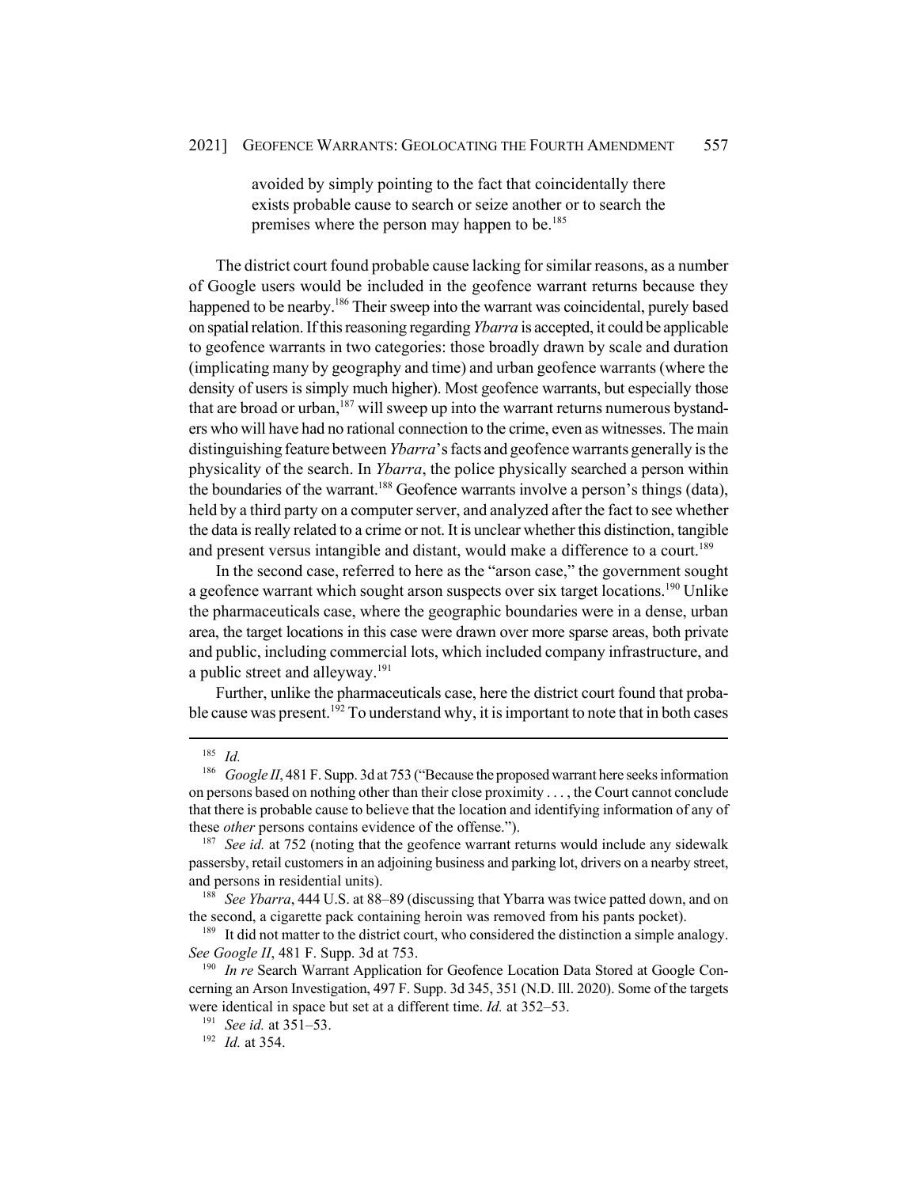> avoided by simply pointing to the fact that coincidentally there exists probable cause to search or seize another or to search the premises where the person may happen to be.[185]

The district court found probable cause lacking for similar reasons, as a number of Google users would be included in the geofence warrant returns because they happened to be nearby.[186] Their sweep into the warrant was coincidental, purely based on spatial relation. If this reasoning regarding *Ybarra* is accepted, it could be applicable to geofence warrants in two categories: those broadly drawn by scale and duration (implicating many by geography and time) and urban geofence warrants (where the density of users is simply much higher). Most geofence warrants, but especially those that are broad or urban,[187] will sweep up into the warrant returns numerous bystanders who will have had no rational connection to the crime, even as witnesses. The main distinguishing feature between *Ybarra*'s facts and geofence warrants generally is the physicality of the search. In *Ybarra*, the police physically searched a person within the boundaries of the warrant.[188] Geofence warrants involve a person's things (data), held by a third party on a computer server, and analyzed after the fact to see whether the data is really related to a crime or not. It is unclear whether this distinction, tangible and present versus intangible and distant, would make a difference to a court.[189]

In the second case, referred to here as the "arson case," the government sought a geofence warrant which sought arson suspects over six target locations.[190] Unlike the pharmaceuticals case, where the geographic boundaries were in a dense, urban area, the target locations in this case were drawn over more sparse areas, both private and public, including commercial lots, which included company infrastructure, and a public street and alleyway.[191]

Further, unlike the pharmaceuticals case, here the district court found that probable cause was present.[192] To understand why, it is important to note that in both cases

---

[185] *Id.*

[186] *Google II*, 481 F. Supp. 3d at 753 ("Because the proposed warrant here seeks information on persons based on nothing other than their close proximity . . . , the Court cannot conclude that there is probable cause to believe that the location and identifying information of any of these *other* persons contains evidence of the offense.").

[187] *See id.* at 752 (noting that the geofence warrant returns would include any sidewalk passersby, retail customers in an adjoining business and parking lot, drivers on a nearby street, and persons in residential units).

[188] *See Ybarra*, 444 U.S. at 88–89 (discussing that Ybarra was twice patted down, and on the second, a cigarette pack containing heroin was removed from his pants pocket).

[189] It did not matter to the district court, who considered the distinction a simple analogy. *See Google II*, 481 F. Supp. 3d at 753.

[190] *In re* Search Warrant Application for Geofence Location Data Stored at Google Concerning an Arson Investigation, 497 F. Supp. 3d 345, 351 (N.D. Ill. 2020). Some of the targets were identical in space but set at a different time. *Id.* at 352–53.

[191] *See id.* at 351–53.

[192] *Id.* at 354.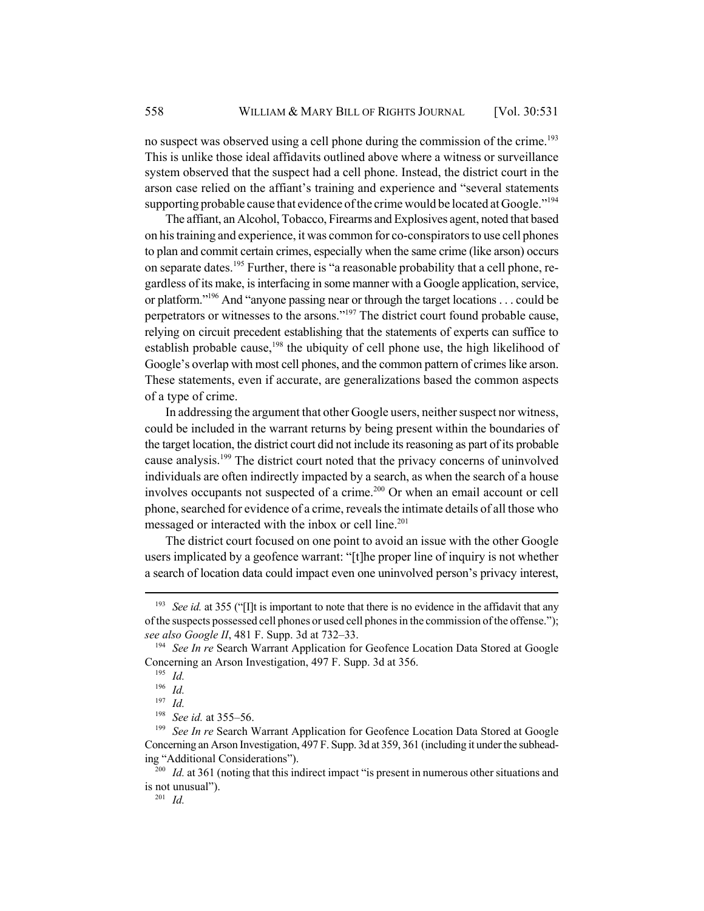no suspect was observed using a cell phone during the commission of the crime.[193] This is unlike those ideal affidavits outlined above where a witness or surveillance system observed that the suspect had a cell phone. Instead, the district court in the arson case relied on the affiant's training and experience and "several statements supporting probable cause that evidence of the crime would be located at Google."[194]

The affiant, an Alcohol, Tobacco, Firearms and Explosives agent, noted that based on his training and experience, it was common for co-conspirators to use cell phones to plan and commit certain crimes, especially when the same crime (like arson) occurs on separate dates.[195] Further, there is "a reasonable probability that a cell phone, regardless of its make, is interfacing in some manner with a Google application, service, or platform."[196] And "anyone passing near or through the target locations . . . could be perpetrators or witnesses to the arsons."[197] The district court found probable cause, relying on circuit precedent establishing that the statements of experts can suffice to establish probable cause,[198] the ubiquity of cell phone use, the high likelihood of Google's overlap with most cell phones, and the common pattern of crimes like arson. These statements, even if accurate, are generalizations based the common aspects of a type of crime.

In addressing the argument that other Google users, neither suspect nor witness, could be included in the warrant returns by being present within the boundaries of the target location, the district court did not include its reasoning as part of its probable cause analysis.[199] The district court noted that the privacy concerns of uninvolved individuals are often indirectly impacted by a search, as when the search of a house involves occupants not suspected of a crime.[200] Or when an email account or cell phone, searched for evidence of a crime, reveals the intimate details of all those who messaged or interacted with the inbox or cell line.[201]

The district court focused on one point to avoid an issue with the other Google users implicated by a geofence warrant: "[t]he proper line of inquiry is not whether a search of location data could impact even one uninvolved person's privacy interest,

---

[193] *See id.* at 355 ("[I]t is important to note that there is no evidence in the affidavit that any of the suspects possessed cell phones or used cell phones in the commission of the offense."); *see also Google II*, 481 F. Supp. 3d at 732–33.

[194] *See In re* Search Warrant Application for Geofence Location Data Stored at Google Concerning an Arson Investigation, 497 F. Supp. 3d at 356.

[195] *Id.*

[196] *Id.*

[197] *Id.*

[198] *See id.* at 355–56.

[199] *See In re* Search Warrant Application for Geofence Location Data Stored at Google Concerning an Arson Investigation, 497 F. Supp. 3d at 359, 361 (including it under the subheading "Additional Considerations").

[200] *Id.* at 361 (noting that this indirect impact "is present in numerous other situations and is not unusual").

[201] *Id.*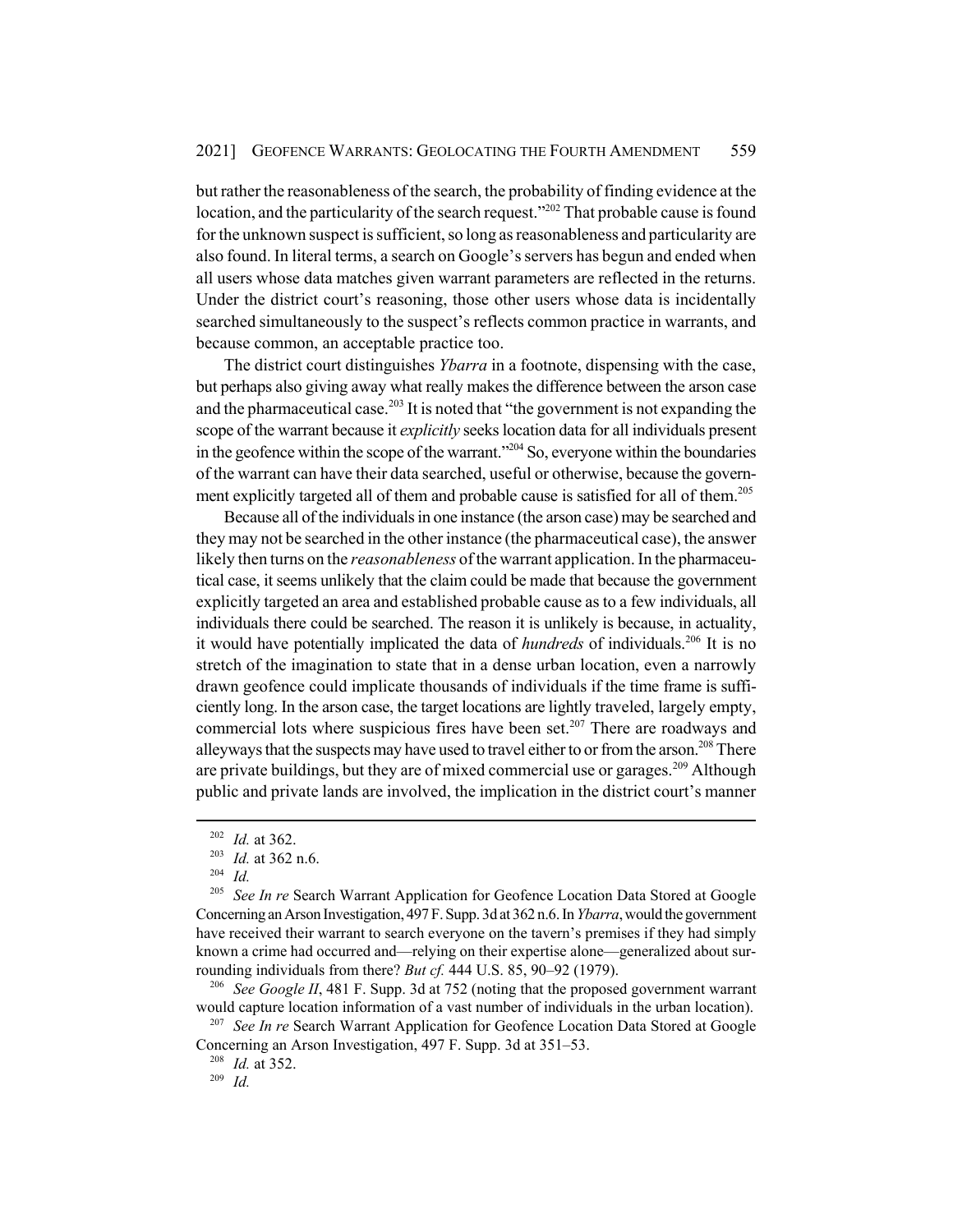but rather the reasonableness of the search, the probability of finding evidence at the location, and the particularity of the search request."[202] That probable cause is found for the unknown suspect is sufficient, so long as reasonableness and particularity are also found. In literal terms, a search on Google's servers has begun and ended when all users whose data matches given warrant parameters are reflected in the returns. Under the district court's reasoning, those other users whose data is incidentally searched simultaneously to the suspect's reflects common practice in warrants, and because common, an acceptable practice too.

The district court distinguishes *Ybarra* in a footnote, dispensing with the case, but perhaps also giving away what really makes the difference between the arson case and the pharmaceutical case.[203] It is noted that "the government is not expanding the scope of the warrant because it *explicitly* seeks location data for all individuals present in the geofence within the scope of the warrant."[204] So, everyone within the boundaries of the warrant can have their data searched, useful or otherwise, because the government explicitly targeted all of them and probable cause is satisfied for all of them.[205]

Because all of the individuals in one instance (the arson case) may be searched and they may not be searched in the other instance (the pharmaceutical case), the answer likely then turns on the *reasonableness* of the warrant application. In the pharmaceutical case, it seems unlikely that the claim could be made that because the government explicitly targeted an area and established probable cause as to a few individuals, all individuals there could be searched. The reason it is unlikely is because, in actuality, it would have potentially implicated the data of *hundreds* of individuals.[206] It is no stretch of the imagination to state that in a dense urban location, even a narrowly drawn geofence could implicate thousands of individuals if the time frame is sufficiently long. In the arson case, the target locations are lightly traveled, largely empty, commercial lots where suspicious fires have been set.[207] There are roadways and alleyways that the suspects may have used to travel either to or from the arson.[208] There are private buildings, but they are of mixed commercial use or garages.[209] Although public and private lands are involved, the implication in the district court's manner

---

[202] *Id.* at 362.

[203] *Id.* at 362 n.6.

[204] *Id.*

[205] *See In re* Search Warrant Application for Geofence Location Data Stored at Google Concerning an Arson Investigation, 497 F. Supp. 3d at 362 n.6. In *Ybarra*, would the government have received their warrant to search everyone on the tavern's premises if they had simply known a crime had occurred and—relying on their expertise alone—generalized about surrounding individuals from there? *But cf.* 444 U.S. 85, 90–92 (1979).

[206] *See Google II*, 481 F. Supp. 3d at 752 (noting that the proposed government warrant would capture location information of a vast number of individuals in the urban location).

[207] *See In re* Search Warrant Application for Geofence Location Data Stored at Google Concerning an Arson Investigation, 497 F. Supp. 3d at 351–53.

[208] *Id.* at 352.

[209] *Id.*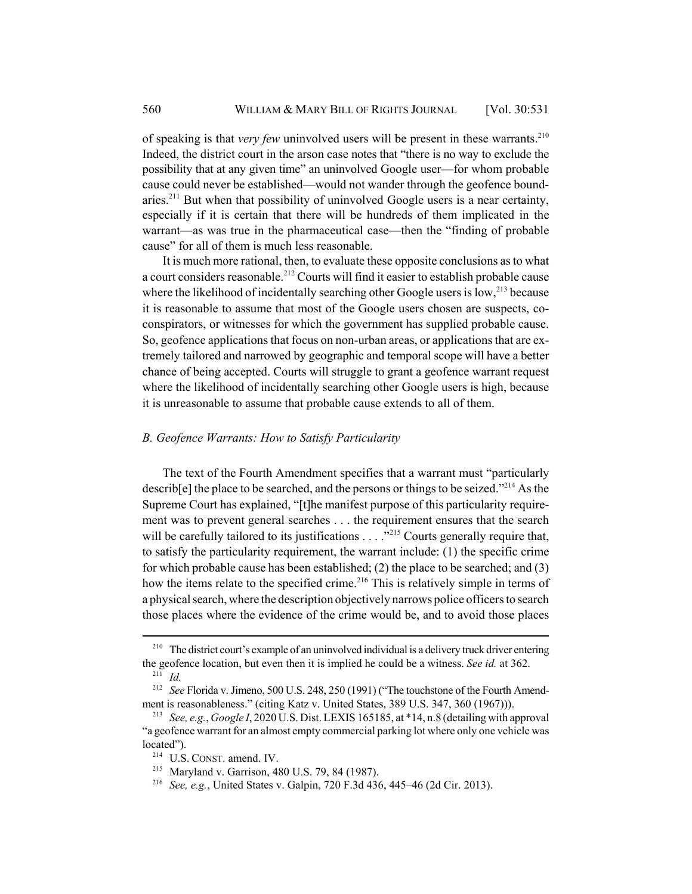of speaking is that *very few* uninvolved users will be present in these warrants.[210] Indeed, the district court in the arson case notes that "there is no way to exclude the possibility that at any given time" an uninvolved Google user—for whom probable cause could never be established—would not wander through the geofence boundaries.[211] But when that possibility of uninvolved Google users is a near certainty, especially if it is certain that there will be hundreds of them implicated in the warrant—as was true in the pharmaceutical case—then the "finding of probable cause" for all of them is much less reasonable.

It is much more rational, then, to evaluate these opposite conclusions as to what a court considers reasonable.[212] Courts will find it easier to establish probable cause where the likelihood of incidentally searching other Google users is low,[213] because it is reasonable to assume that most of the Google users chosen are suspects, co-conspirators, or witnesses for which the government has supplied probable cause. So, geofence applications that focus on non-urban areas, or applications that are extremely tailored and narrowed by geographic and temporal scope will have a better chance of being accepted. Courts will struggle to grant a geofence warrant request where the likelihood of incidentally searching other Google users is high, because it is unreasonable to assume that probable cause extends to all of them.

### *B. Geofence Warrants: How to Satisfy Particularity*

The text of the Fourth Amendment specifies that a warrant must "particularly describ[e] the place to be searched, and the persons or things to be seized."[214] As the Supreme Court has explained, "[t]he manifest purpose of this particularity requirement was to prevent general searches . . . the requirement ensures that the search will be carefully tailored to its justifications . . . ."[215] Courts generally require that, to satisfy the particularity requirement, the warrant include: (1) the specific crime for which probable cause has been established; (2) the place to be searched; and (3) how the items relate to the specified crime.[216] This is relatively simple in terms of a physical search, where the description objectively narrows police officers to search those places where the evidence of the crime would be, and to avoid those places

---

[210] The district court's example of an uninvolved individual is a delivery truck driver entering the geofence location, but even then it is implied he could be a witness. *See id.* at 362.

[211] *Id.*

[212] *See* Florida v. Jimeno, 500 U.S. 248, 250 (1991) ("The touchstone of the Fourth Amendment is reasonableness." (citing Katz v. United States, 389 U.S. 347, 360 (1967))).

[213] *See, e.g.*, *Google I*, 2020 U.S. Dist. LEXIS 165185, at *14, n.8 (detailing with approval "a geofence warrant for an almost empty commercial parking lot where only one vehicle was located").

[214] U.S. CONST. amend. IV.

[215] Maryland v. Garrison, 480 U.S. 79, 84 (1987).

[216] *See, e.g.*, United States v. Galpin, 720 F.3d 436, 445–46 (2d Cir. 2013).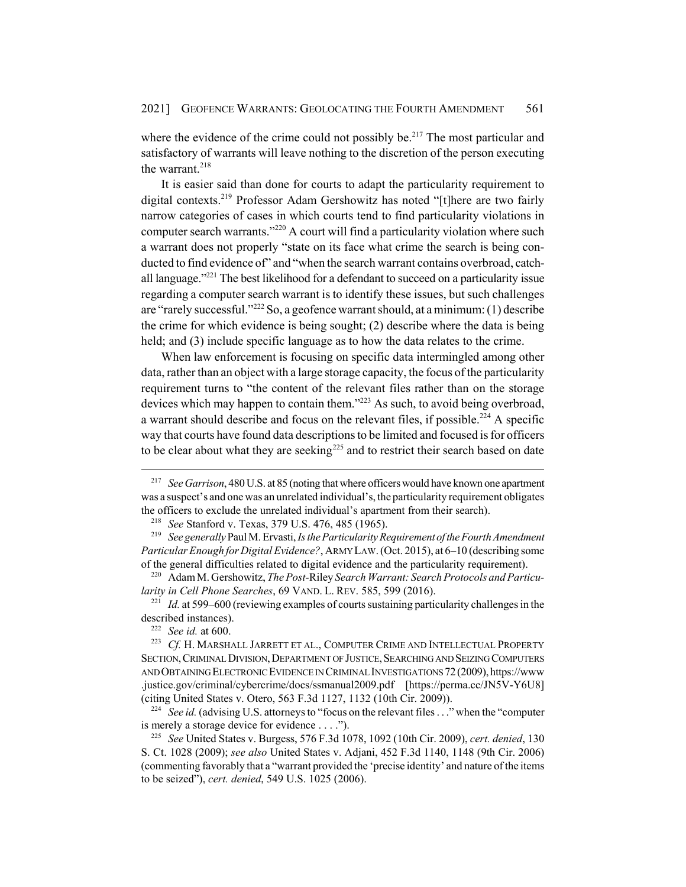where the evidence of the crime could not possibly be.[217] The most particular and satisfactory of warrants will leave nothing to the discretion of the person executing the warrant.[218]

It is easier said than done for courts to adapt the particularity requirement to digital contexts.[219] Professor Adam Gershowitz has noted "[t]here are two fairly narrow categories of cases in which courts tend to find particularity violations in computer search warrants."[220] A court will find a particularity violation where such a warrant does not properly "state on its face what crime the search is being conducted to find evidence of" and "when the search warrant contains overbroad, catch-all language."[221] The best likelihood for a defendant to succeed on a particularity issue regarding a computer search warrant is to identify these issues, but such challenges are "rarely successful."[222] So, a geofence warrant should, at a minimum: (1) describe the crime for which evidence is being sought; (2) describe where the data is being held; and (3) include specific language as to how the data relates to the crime.

When law enforcement is focusing on specific data intermingled among other data, rather than an object with a large storage capacity, the focus of the particularity requirement turns to "the content of the relevant files rather than on the storage devices which may happen to contain them."[223] As such, to avoid being overbroad, a warrant should describe and focus on the relevant files, if possible.[224] A specific way that courts have found data descriptions to be limited and focused is for officers to be clear about what they are seeking[225] and to restrict their search based on date

---

[217] *See Garrison*, 480 U.S. at 85 (noting that where officers would have known one apartment was a suspect's and one was an unrelated individual's, the particularity requirement obligates the officers to exclude the unrelated individual's apartment from their search).

[218] *See* Stanford v. Texas, 379 U.S. 476, 485 (1965).

[219] *See generally* Paul M. Ervasti, *Is the Particularity Requirement of the Fourth Amendment Particular Enough for Digital Evidence?*, ARMY LAW. (Oct. 2015), at 6–10 (describing some of the general difficulties related to digital evidence and the particularity requirement).

[220] Adam M. Gershowitz, *The Post-*Riley *Search Warrant: Search Protocols and Particularity in Cell Phone Searches*, 69 VAND. L. REV. 585, 599 (2016).

[221] *Id.* at 599–600 (reviewing examples of courts sustaining particularity challenges in the described instances).

[222] *See id.* at 600.

[223] *Cf.* H. MARSHALL JARRETT ET AL., COMPUTER CRIME AND INTELLECTUAL PROPERTY SECTION, CRIMINAL DIVISION, DEPARTMENT OF JUSTICE, SEARCHING AND SEIZING COMPUTERS AND OBTAINING ELECTRONIC EVIDENCE IN CRIMINAL INVESTIGATIONS 72 (2009), https://www.justice.gov/criminal/cybercrime/docs/ssmanual2009.pdf [https://perma.cc/JN5V-Y6U8] (citing United States v. Otero, 563 F.3d 1127, 1132 (10th Cir. 2009)).

[224] *See id.* (advising U.S. attorneys to "focus on the relevant files . . ." when the "computer is merely a storage device for evidence . . . .").

[225] *See* United States v. Burgess, 576 F.3d 1078, 1092 (10th Cir. 2009), *cert. denied*, 130 S. Ct. 1028 (2009); *see also* United States v. Adjani, 452 F.3d 1140, 1148 (9th Cir. 2006) (commenting favorably that a "warrant provided the 'precise identity' and nature of the items to be seized"), *cert. denied*, 549 U.S. 1025 (2006).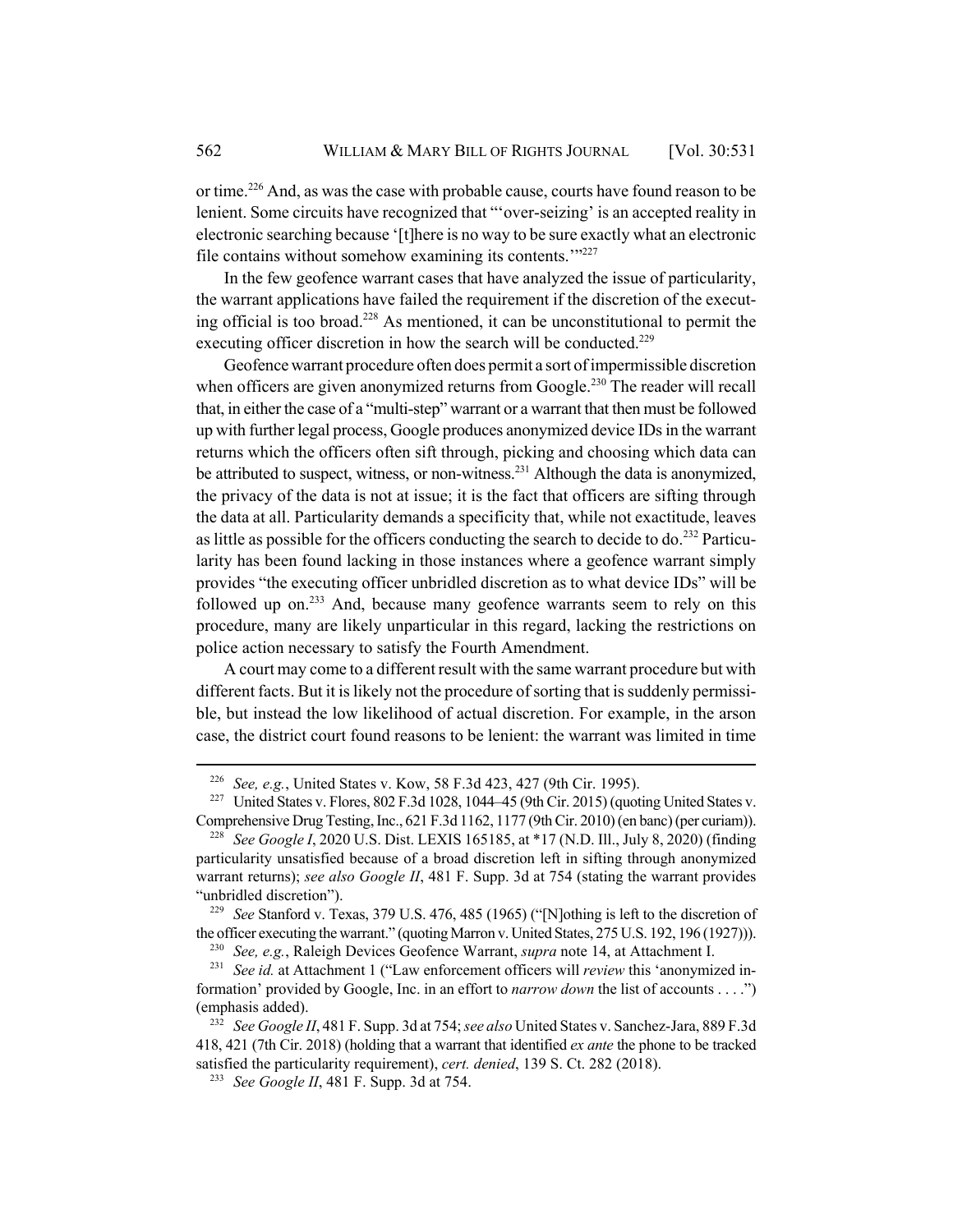or time.[226] And, as was the case with probable cause, courts have found reason to be lenient. Some circuits have recognized that "'over-seizing' is an accepted reality in electronic searching because '[t]here is no way to be sure exactly what an electronic file contains without somehow examining its contents.'"[227]

In the few geofence warrant cases that have analyzed the issue of particularity, the warrant applications have failed the requirement if the discretion of the executing official is too broad.[228] As mentioned, it can be unconstitutional to permit the executing officer discretion in how the search will be conducted.[229]

Geofence warrant procedure often does permit a sort of impermissible discretion when officers are given anonymized returns from Google.[230] The reader will recall that, in either the case of a "multi-step" warrant or a warrant that then must be followed up with further legal process, Google produces anonymized device IDs in the warrant returns which the officers often sift through, picking and choosing which data can be attributed to suspect, witness, or non-witness.[231] Although the data is anonymized, the privacy of the data is not at issue; it is the fact that officers are sifting through the data at all. Particularity demands a specificity that, while not exactitude, leaves as little as possible for the officers conducting the search to decide to do.[232] Particularity has been found lacking in those instances where a geofence warrant simply provides "the executing officer unbridled discretion as to what device IDs" will be followed up on.[233] And, because many geofence warrants seem to rely on this procedure, many are likely unparticular in this regard, lacking the restrictions on police action necessary to satisfy the Fourth Amendment.

A court may come to a different result with the same warrant procedure but with different facts. But it is likely not the procedure of sorting that is suddenly permissible, but instead the low likelihood of actual discretion. For example, in the arson case, the district court found reasons to be lenient: the warrant was limited in time

---

[226] *See, e.g.*, United States v. Kow, 58 F.3d 423, 427 (9th Cir. 1995).

[227] United States v. Flores, 802 F.3d 1028, 1044–45 (9th Cir. 2015) (quoting United States v. Comprehensive Drug Testing, Inc., 621 F.3d 1162, 1177 (9th Cir. 2010) (en banc) (per curiam)).

[228] *See Google I*, 2020 U.S. Dist. LEXIS 165185, at *17 (N.D. Ill., July 8, 2020) (finding particularity unsatisfied because of a broad discretion left in sifting through anonymized warrant returns); *see also Google II*, 481 F. Supp. 3d at 754 (stating the warrant provides "unbridled discretion").

[229] *See* Stanford v. Texas, 379 U.S. 476, 485 (1965) ("[N]othing is left to the discretion of the officer executing the warrant." (quoting Marron v. United States, 275 U.S. 192, 196 (1927))).

[230] *See, e.g.*, Raleigh Devices Geofence Warrant, *supra* note 14, at Attachment I.

[231] *See id.* at Attachment 1 ("Law enforcement officers will *review* this 'anonymized information' provided by Google, Inc. in an effort to *narrow down* the list of accounts . . . .") (emphasis added).

[232] *See Google II*, 481 F. Supp. 3d at 754; *see also* United States v. Sanchez-Jara, 889 F.3d 418, 421 (7th Cir. 2018) (holding that a warrant that identified *ex ante* the phone to be tracked satisfied the particularity requirement), *cert. denied*, 139 S. Ct. 282 (2018).

[233] *See Google II*, 481 F. Supp. 3d at 754.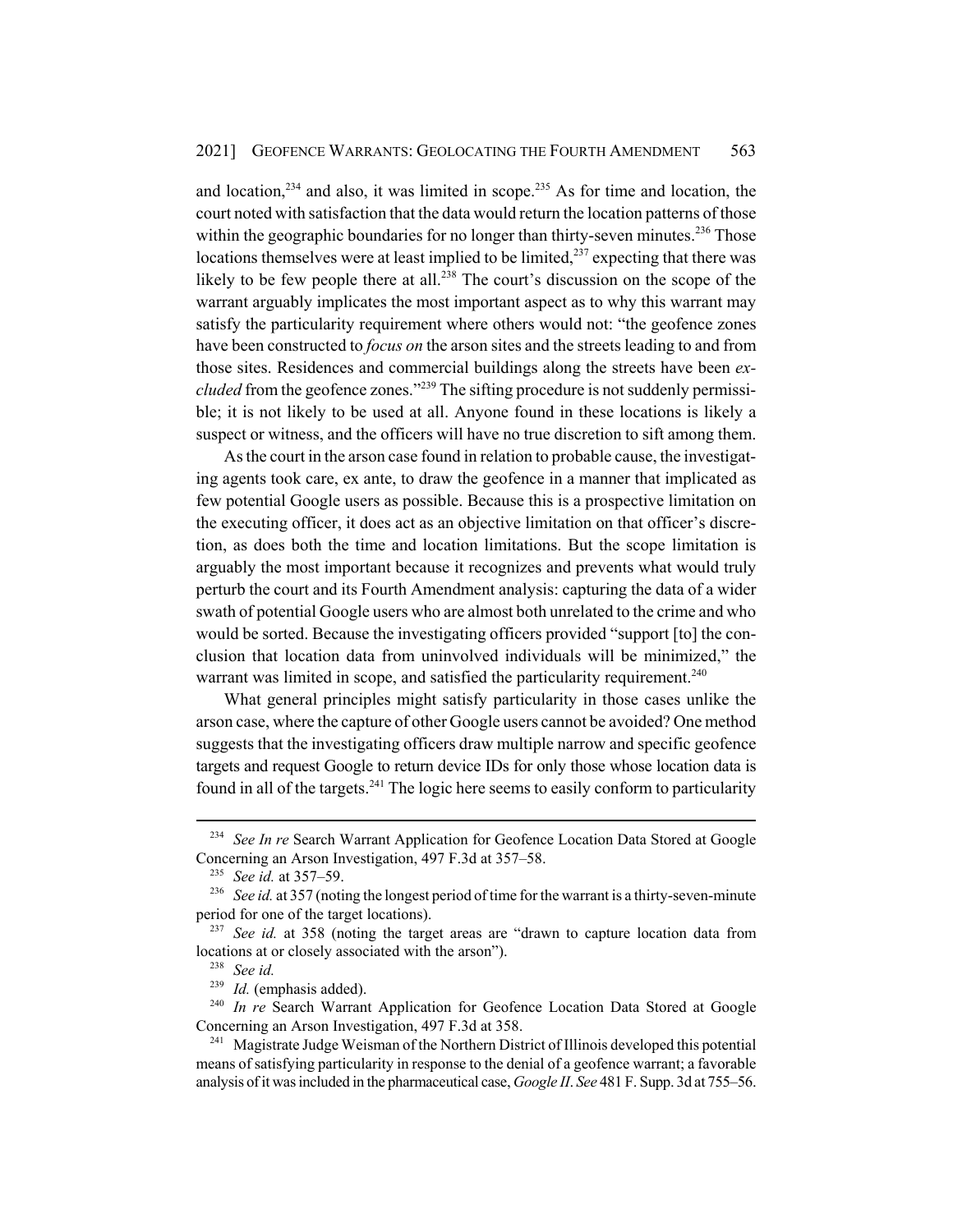and location,[234] and also, it was limited in scope.[235] As for time and location, the court noted with satisfaction that the data would return the location patterns of those within the geographic boundaries for no longer than thirty-seven minutes.[236] Those locations themselves were at least implied to be limited,[237] expecting that there was likely to be few people there at all.[238] The court's discussion on the scope of the warrant arguably implicates the most important aspect as to why this warrant may satisfy the particularity requirement where others would not: "the geofence zones have been constructed to *focus on* the arson sites and the streets leading to and from those sites. Residences and commercial buildings along the streets have been *excluded* from the geofence zones."[239] The sifting procedure is not suddenly permissible; it is not likely to be used at all. Anyone found in these locations is likely a suspect or witness, and the officers will have no true discretion to sift among them.

As the court in the arson case found in relation to probable cause, the investigating agents took care, ex ante, to draw the geofence in a manner that implicated as few potential Google users as possible. Because this is a prospective limitation on the executing officer, it does act as an objective limitation on that officer's discretion, as does both the time and location limitations. But the scope limitation is arguably the most important because it recognizes and prevents what would truly perturb the court and its Fourth Amendment analysis: capturing the data of a wider swath of potential Google users who are almost both unrelated to the crime and who would be sorted. Because the investigating officers provided "support [to] the conclusion that location data from uninvolved individuals will be minimized," the warrant was limited in scope, and satisfied the particularity requirement.[240]

What general principles might satisfy particularity in those cases unlike the arson case, where the capture of other Google users cannot be avoided? One method suggests that the investigating officers draw multiple narrow and specific geofence targets and request Google to return device IDs for only those whose location data is found in all of the targets.[241] The logic here seems to easily conform to particularity

---

[234] *See In re* Search Warrant Application for Geofence Location Data Stored at Google Concerning an Arson Investigation, 497 F.3d at 357–58.

[235] *See id.* at 357–59.

[236] *See id.* at 357 (noting the longest period of time for the warrant is a thirty-seven-minute period for one of the target locations).

[237] *See id.* at 358 (noting the target areas are "drawn to capture location data from locations at or closely associated with the arson").

[238] *See id.*

[239] *Id.* (emphasis added).

[240] *In re* Search Warrant Application for Geofence Location Data Stored at Google Concerning an Arson Investigation, 497 F.3d at 358.

[241] Magistrate Judge Weisman of the Northern District of Illinois developed this potential means of satisfying particularity in response to the denial of a geofence warrant; a favorable analysis of it was included in the pharmaceutical case, *Google II*. *See* 481 F. Supp. 3d at 755–56.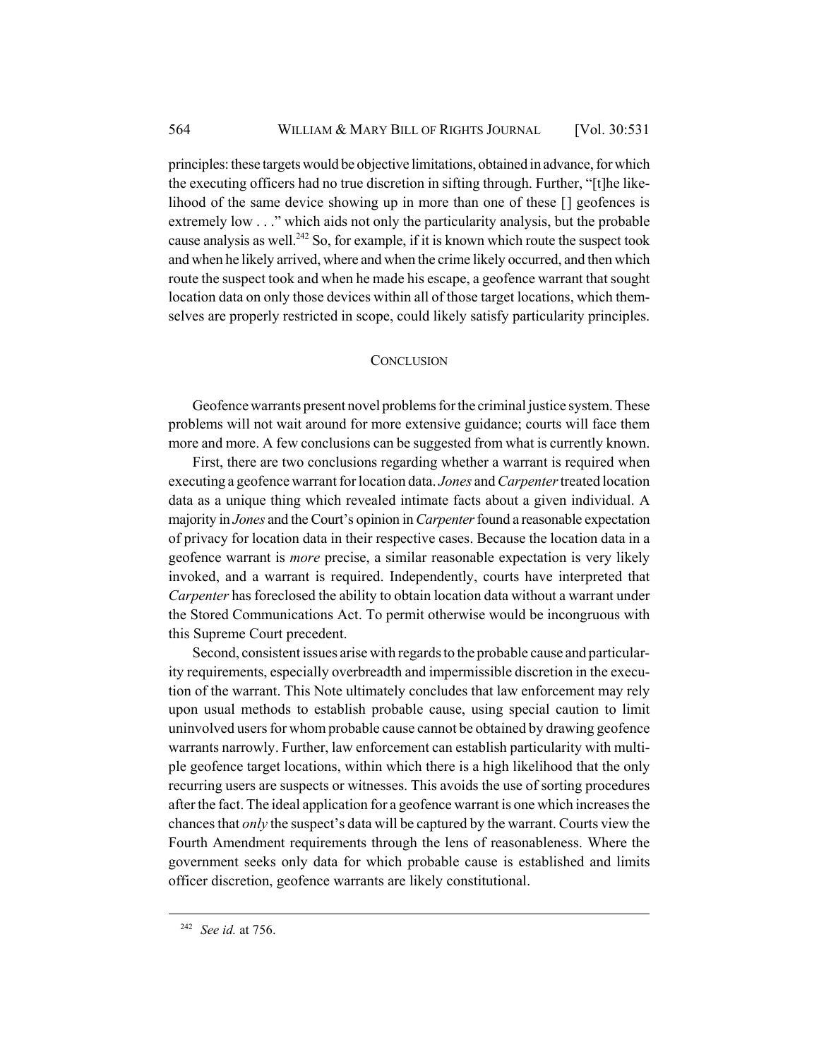principles: these targets would be objective limitations, obtained in advance, for which the executing officers had no true discretion in sifting through. Further, "[t]he likelihood of the same device showing up in more than one of these [] geofences is extremely low . . ." which aids not only the particularity analysis, but the probable cause analysis as well.[242] So, for example, if it is known which route the suspect took and when he likely arrived, where and when the crime likely occurred, and then which route the suspect took and when he made his escape, a geofence warrant that sought location data on only those devices within all of those target locations, which themselves are properly restricted in scope, could likely satisfy particularity principles.

## CONCLUSION

Geofence warrants present novel problems for the criminal justice system. These problems will not wait around for more extensive guidance; courts will face them more and more. A few conclusions can be suggested from what is currently known.

First, there are two conclusions regarding whether a warrant is required when executing a geofence warrant for location data. *Jones* and *Carpenter* treated location data as a unique thing which revealed intimate facts about a given individual. A majority in *Jones* and the Court's opinion in *Carpenter* found a reasonable expectation of privacy for location data in their respective cases. Because the location data in a geofence warrant is *more* precise, a similar reasonable expectation is very likely invoked, and a warrant is required. Independently, courts have interpreted that *Carpenter* has foreclosed the ability to obtain location data without a warrant under the Stored Communications Act. To permit otherwise would be incongruous with this Supreme Court precedent.

Second, consistent issues arise with regards to the probable cause and particularity requirements, especially overbreadth and impermissible discretion in the execution of the warrant. This Note ultimately concludes that law enforcement may rely upon usual methods to establish probable cause, using special caution to limit uninvolved users for whom probable cause cannot be obtained by drawing geofence warrants narrowly. Further, law enforcement can establish particularity with multiple geofence target locations, within which there is a high likelihood that the only recurring users are suspects or witnesses. This avoids the use of sorting procedures after the fact. The ideal application for a geofence warrant is one which increases the chances that *only* the suspect's data will be captured by the warrant. Courts view the Fourth Amendment requirements through the lens of reasonableness. Where the government seeks only data for which probable cause is established and limits officer discretion, geofence warrants are likely constitutional.

---

[242] *See id.* at 756.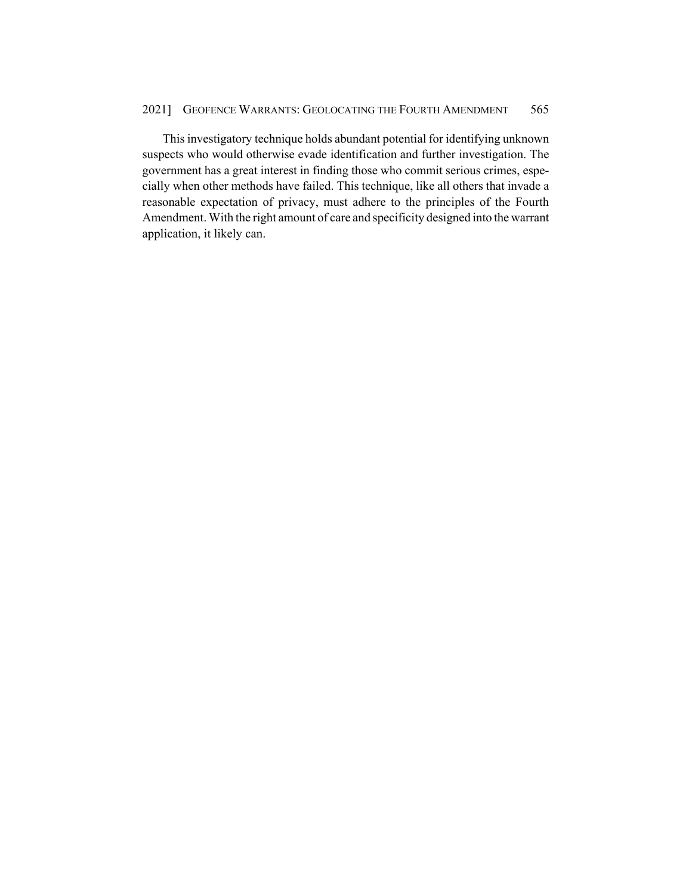This investigatory technique holds abundant potential for identifying unknown suspects who would otherwise evade identification and further investigation. The government has a great interest in finding those who commit serious crimes, especially when other methods have failed. This technique, like all others that invade a reasonable expectation of privacy, must adhere to the principles of the Fourth Amendment. With the right amount of care and specificity designed into the warrant application, it likely can.